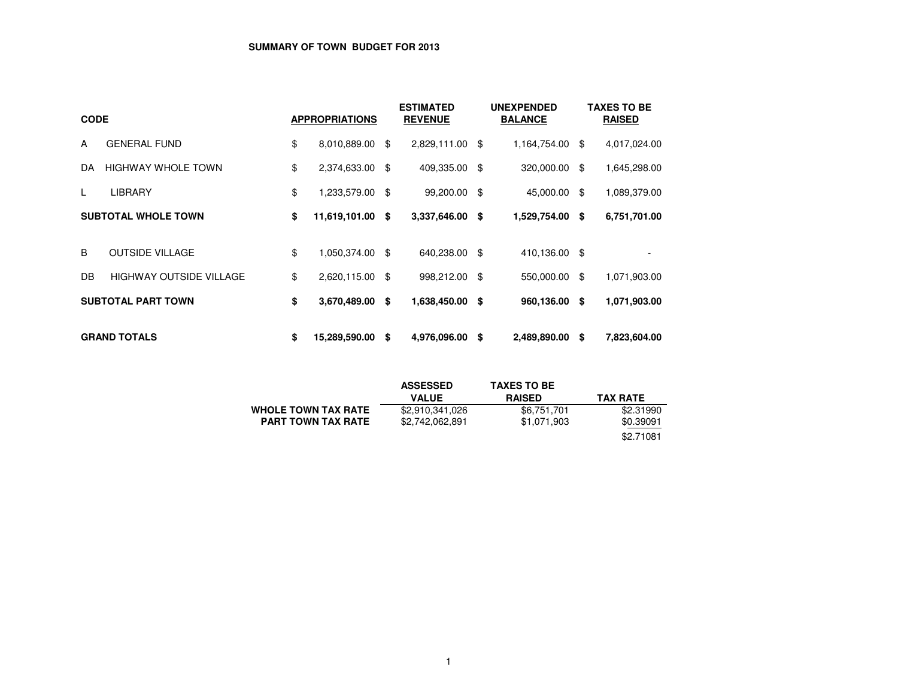# SUMMARY OF TOWN BUDGET FOR 2013

| CODE | | APPROPRIATIONS | ESTIMATED REVENUE | UNEXPENDED BALANCE | TAXES TO BE RAISED |
|---|---|---|---|---|---|
| A | GENERAL FUND | $ 8,010,889.00 | $ 2,829,111.00 | $ 1,164,754.00 | $ 4,017,024.00 |
| DA | HIGHWAY WHOLE TOWN | $ 2,374,633.00 | $ 409,335.00 | $ 320,000.00 | $ 1,645,298.00 |
| L | LIBRARY | $ 1,233,579.00 | $ 99,200.00 | $ 45,000.00 | $ 1,089,379.00 |
| **SUBTOTAL WHOLE TOWN** | | **$ 11,619,101.00** | **$ 3,337,646.00** | **$ 1,529,754.00** | **$ 6,751,701.00** |
| B | OUTSIDE VILLAGE | $ 1,050,374.00 | $ 640,238.00 | $ 410,136.00 | $ - |
| DB | HIGHWAY OUTSIDE VILLAGE | $ 2,620,115.00 | $ 998,212.00 | $ 550,000.00 | $ 1,071,903.00 |
| **SUBTOTAL PART TOWN** | | **$ 3,670,489.00** | **$ 1,638,450.00** | **$ 960,136.00** | **$ 1,071,903.00** |
| **GRAND TOTALS** | | **$ 15,289,590.00** | **$ 4,976,096.00** | **$ 2,489,890.00** | **$ 7,823,604.00** |

| | ASSESSED VALUE | TAXES TO BE RAISED | TAX RATE |
|---|---|---|---|
| **WHOLE TOWN TAX RATE** | $2,910,341,026 | $6,751,701 | $2.31990 |
| **PART TOWN TAX RATE** | $2,742,062,891 | $1,071,903 | $0.39091 |
| | | | $2.71081 |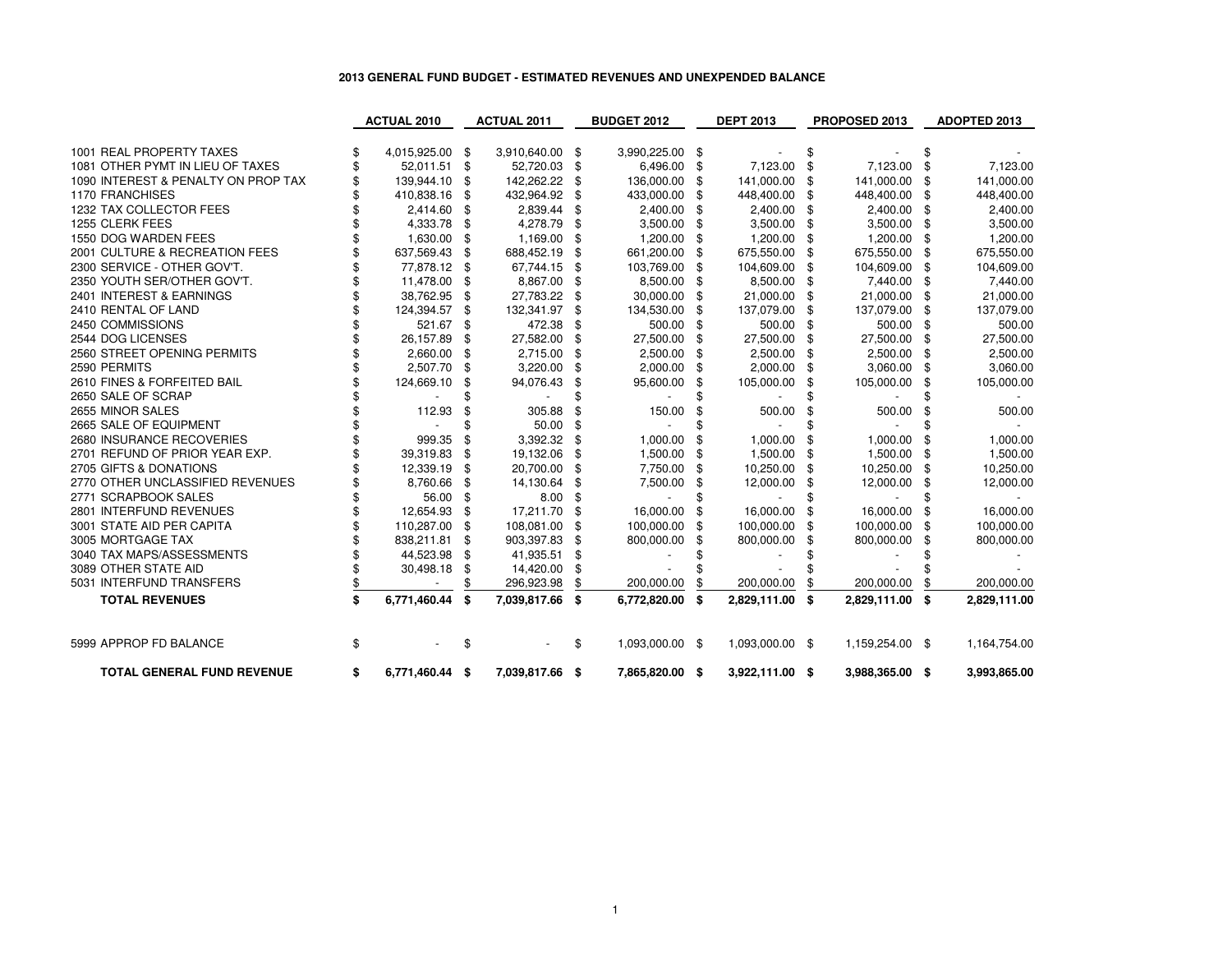# 2013 GENERAL FUND BUDGET - ESTIMATED REVENUES AND UNEXPENDED BALANCE

| | ACTUAL 2010 | ACTUAL 2011 | BUDGET 2012 | DEPT 2013 | PROPOSED 2013 | ADOPTED 2013 |
|---|---|---|---|---|---|---|
| 1001 REAL PROPERTY TAXES | $ 4,015,925.00 | $ 3,910,640.00 | $ 3,990,225.00 | $ - | $ - | $ - |
| 1081 OTHER PYMT IN LIEU OF TAXES | $ 52,011.51 | $ 52,720.03 | $ 6,496.00 | $ 7,123.00 | $ 7,123.00 | $ 7,123.00 |
| 1090 INTEREST & PENALTY ON PROP TAX | $ 139,944.10 | $ 142,262.22 | $ 136,000.00 | $ 141,000.00 | $ 141,000.00 | $ 141,000.00 |
| 1170 FRANCHISES | $ 410,838.16 | $ 432,964.92 | $ 433,000.00 | $ 448,400.00 | $ 448,400.00 | $ 448,400.00 |
| 1232 TAX COLLECTOR FEES | $ 2,414.60 | $ 2,839.44 | $ 2,400.00 | $ 2,400.00 | $ 2,400.00 | $ 2,400.00 |
| 1255 CLERK FEES | $ 4,333.78 | $ 4,278.79 | $ 3,500.00 | $ 3,500.00 | $ 3,500.00 | $ 3,500.00 |
| 1550 DOG WARDEN FEES | $ 1,630.00 | $ 1,169.00 | $ 1,200.00 | $ 1,200.00 | $ 1,200.00 | $ 1,200.00 |
| 2001 CULTURE & RECREATION FEES | $ 637,569.43 | $ 688,452.19 | $ 661,200.00 | $ 675,550.00 | $ 675,550.00 | $ 675,550.00 |
| 2300 SERVICE - OTHER GOV'T. | $ 77,878.12 | $ 67,744.15 | $ 103,769.00 | $ 104,609.00 | $ 104,609.00 | $ 104,609.00 |
| 2350 YOUTH SER/OTHER GOV'T. | $ 11,478.00 | $ 8,867.00 | $ 8,500.00 | $ 8,500.00 | $ 7,440.00 | $ 7,440.00 |
| 2401 INTEREST & EARNINGS | $ 38,762.95 | $ 27,783.22 | $ 30,000.00 | $ 21,000.00 | $ 21,000.00 | $ 21,000.00 |
| 2410 RENTAL OF LAND | $ 124,394.57 | $ 132,341.97 | $ 134,530.00 | $ 137,079.00 | $ 137,079.00 | $ 137,079.00 |
| 2450 COMMISSIONS | $ 521.67 | $ 472.38 | $ 500.00 | $ 500.00 | $ 500.00 | $ 500.00 |
| 2544 DOG LICENSES | $ 26,157.89 | $ 27,582.00 | $ 27,500.00 | $ 27,500.00 | $ 27,500.00 | $ 27,500.00 |
| 2560 STREET OPENING PERMITS | $ 2,660.00 | $ 2,715.00 | $ 2,500.00 | $ 2,500.00 | $ 2,500.00 | $ 2,500.00 |
| 2590 PERMITS | $ 2,507.70 | $ 3,220.00 | $ 2,000.00 | $ 2,000.00 | $ 3,060.00 | $ 3,060.00 |
| 2610 FINES & FORFEITED BAIL | $ 124,669.10 | $ 94,076.43 | $ 95,600.00 | $ 105,000.00 | $ 105,000.00 | $ 105,000.00 |
| 2650 SALE OF SCRAP | $ - | $ - | $ - | $ - | $ - | $ - |
| 2655 MINOR SALES | $ 112.93 | $ 305.88 | $ 150.00 | $ 500.00 | $ 500.00 | $ 500.00 |
| 2665 SALE OF EQUIPMENT | $ - | $ 50.00 | $ - | $ - | $ - | $ - |
| 2680 INSURANCE RECOVERIES | $ 999.35 | $ 3,392.32 | $ 1,000.00 | $ 1,000.00 | $ 1,000.00 | $ 1,000.00 |
| 2701 REFUND OF PRIOR YEAR EXP. | $ 39,319.83 | $ 19,132.06 | $ 1,500.00 | $ 1,500.00 | $ 1,500.00 | $ 1,500.00 |
| 2705 GIFTS & DONATIONS | $ 12,339.19 | $ 20,700.00 | $ 7,750.00 | $ 10,250.00 | $ 10,250.00 | $ 10,250.00 |
| 2770 OTHER UNCLASSIFIED REVENUES | $ 8,760.66 | $ 14,130.64 | $ 7,500.00 | $ 12,000.00 | $ 12,000.00 | $ 12,000.00 |
| 2771 SCRAPBOOK SALES | $ 56.00 | $ 8.00 | $ - | $ - | $ - | $ - |
| 2801 INTERFUND REVENUES | $ 12,654.93 | $ 17,211.70 | $ 16,000.00 | $ 16,000.00 | $ 16,000.00 | $ 16,000.00 |
| 3001 STATE AID PER CAPITA | $ 110,287.00 | $ 108,081.00 | $ 100,000.00 | $ 100,000.00 | $ 100,000.00 | $ 100,000.00 |
| 3005 MORTGAGE TAX | $ 838,211.81 | $ 903,397.83 | $ 800,000.00 | $ 800,000.00 | $ 800,000.00 | $ 800,000.00 |
| 3040 TAX MAPS/ASSESSMENTS | $ 44,523.98 | $ 41,935.51 | $ - | $ - | $ - | $ - |
| 3089 OTHER STATE AID | $ 30,498.18 | $ 14,420.00 | $ - | $ - | $ - | $ - |
| 5031 INTERFUND TRANSFERS | $ - | $ 296,923.98 | $ 200,000.00 | $ 200,000.00 | $ 200,000.00 | $ 200,000.00 |
| **TOTAL REVENUES** | **$ 6,771,460.44** | **$ 7,039,817.66** | **$ 6,772,820.00** | **$ 2,829,111.00** | **$ 2,829,111.00** | **$ 2,829,111.00** |
| | | | | | | |
| 5999 APPROP FD BALANCE | $ - | $ - | $ 1,093,000.00 | $ 1,093,000.00 | $ 1,159,254.00 | $ 1,164,754.00 |
| | | | | | | |
| **TOTAL GENERAL FUND REVENUE** | **$ 6,771,460.44** | **$ 7,039,817.66** | **$ 7,865,820.00** | **$ 3,922,111.00** | **$ 3,988,365.00** | **$ 3,993,865.00** |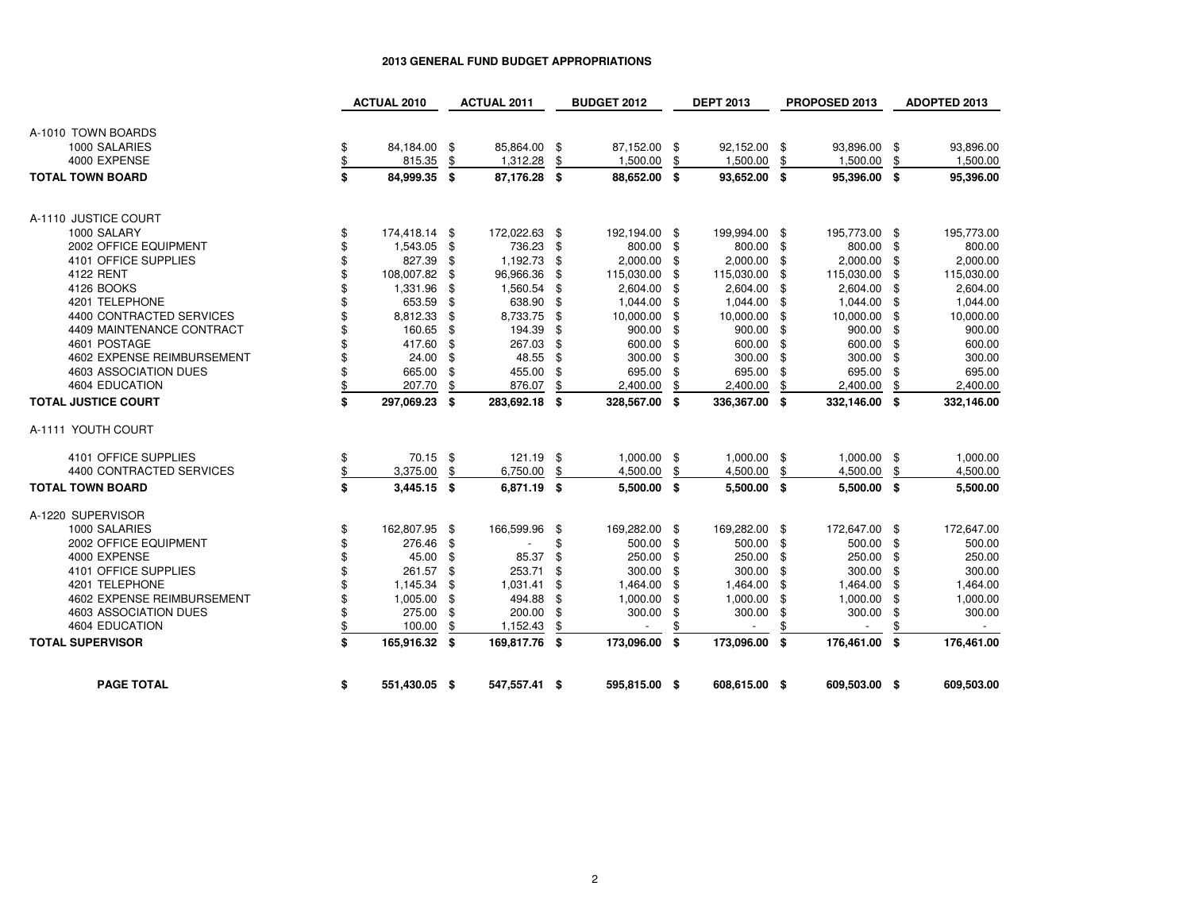# 2013 GENERAL FUND BUDGET APPROPRIATIONS

| | ACTUAL 2010 | ACTUAL 2011 | BUDGET 2012 | DEPT 2013 | PROPOSED 2013 | ADOPTED 2013 |
|---|---|---|---|---|---|---|
| A-1010 TOWN BOARDS | | | | | | |
| 1000 SALARIES | $ 84,184.00 | $ 85,864.00 | $ 87,152.00 | $ 92,152.00 | $ 93,896.00 | $ 93,896.00 |
| 4000 EXPENSE | $ 815.35 | $ 1,312.28 | $ 1,500.00 | $ 1,500.00 | $ 1,500.00 | $ 1,500.00 |
| **TOTAL TOWN BOARD** | **$ 84,999.35** | **$ 87,176.28** | **$ 88,652.00** | **$ 93,652.00** | **$ 95,396.00** | **$ 95,396.00** |
| A-1110 JUSTICE COURT | | | | | | |
| 1000 SALARY | $ 174,418.14 | $ 172,022.63 | $ 192,194.00 | $ 199,994.00 | $ 195,773.00 | $ 195,773.00 |
| 2002 OFFICE EQUIPMENT | $ 1,543.05 | $ 736.23 | $ 800.00 | $ 800.00 | $ 800.00 | $ 800.00 |
| 4101 OFFICE SUPPLIES | $ 827.39 | $ 1,192.73 | $ 2,000.00 | $ 2,000.00 | $ 2,000.00 | $ 2,000.00 |
| 4122 RENT | $ 108,007.82 | $ 96,966.36 | $ 115,030.00 | $ 115,030.00 | $ 115,030.00 | $ 115,030.00 |
| 4126 BOOKS | $ 1,331.96 | $ 1,560.54 | $ 2,604.00 | $ 2,604.00 | $ 2,604.00 | $ 2,604.00 |
| 4201 TELEPHONE | $ 653.59 | $ 638.90 | $ 1,044.00 | $ 1,044.00 | $ 1,044.00 | $ 1,044.00 |
| 4400 CONTRACTED SERVICES | $ 8,812.33 | $ 8,733.75 | $ 10,000.00 | $ 10,000.00 | $ 10,000.00 | $ 10,000.00 |
| 4409 MAINTENANCE CONTRACT | $ 160.65 | $ 194.39 | $ 900.00 | $ 900.00 | $ 900.00 | $ 900.00 |
| 4601 POSTAGE | $ 417.60 | $ 267.03 | $ 600.00 | $ 600.00 | $ 600.00 | $ 600.00 |
| 4602 EXPENSE REIMBURSEMENT | $ 24.00 | $ 48.55 | $ 300.00 | $ 300.00 | $ 300.00 | $ 300.00 |
| 4603 ASSOCIATION DUES | $ 665.00 | $ 455.00 | $ 695.00 | $ 695.00 | $ 695.00 | $ 695.00 |
| 4604 EDUCATION | $ 207.70 | $ 876.07 | $ 2,400.00 | $ 2,400.00 | $ 2,400.00 | $ 2,400.00 |
| **TOTAL JUSTICE COURT** | **$ 297,069.23** | **$ 283,692.18** | **$ 328,567.00** | **$ 336,367.00** | **$ 332,146.00** | **$ 332,146.00** |
| A-1111 YOUTH COURT | | | | | | |
| 4101 OFFICE SUPPLIES | $ 70.15 | $ 121.19 | $ 1,000.00 | $ 1,000.00 | $ 1,000.00 | $ 1,000.00 |
| 4400 CONTRACTED SERVICES | $ 3,375.00 | $ 6,750.00 | $ 4,500.00 | $ 4,500.00 | $ 4,500.00 | $ 4,500.00 |
| **TOTAL TOWN BOARD** | **$ 3,445.15** | **$ 6,871.19** | **$ 5,500.00** | **$ 5,500.00** | **$ 5,500.00** | **$ 5,500.00** |
| A-1220 SUPERVISOR | | | | | | |
| 1000 SALARIES | $ 162,807.95 | $ 166,599.96 | $ 169,282.00 | $ 169,282.00 | $ 172,647.00 | $ 172,647.00 |
| 2002 OFFICE EQUIPMENT | $ 276.46 | $ - | $ 500.00 | $ 500.00 | $ 500.00 | $ 500.00 |
| 4000 EXPENSE | $ 45.00 | $ 85.37 | $ 250.00 | $ 250.00 | $ 250.00 | $ 250.00 |
| 4101 OFFICE SUPPLIES | $ 261.57 | $ 253.71 | $ 300.00 | $ 300.00 | $ 300.00 | $ 300.00 |
| 4201 TELEPHONE | $ 1,145.34 | $ 1,031.41 | $ 1,464.00 | $ 1,464.00 | $ 1,464.00 | $ 1,464.00 |
| 4602 EXPENSE REIMBURSEMENT | $ 1,005.00 | $ 494.88 | $ 1,000.00 | $ 1,000.00 | $ 1,000.00 | $ 1,000.00 |
| 4603 ASSOCIATION DUES | $ 275.00 | $ 200.00 | $ 300.00 | $ 300.00 | $ 300.00 | $ 300.00 |
| 4604 EDUCATION | $ 100.00 | $ 1,152.43 | $ - | $ - | $ - | $ - |
| **TOTAL SUPERVISOR** | **$ 165,916.32** | **$ 169,817.76** | **$ 173,096.00** | **$ 173,096.00** | **$ 176,461.00** | **$ 176,461.00** |
| **PAGE TOTAL** | **$ 551,430.05** | **$ 547,557.41** | **$ 595,815.00** | **$ 608,615.00** | **$ 609,503.00** | **$ 609,503.00** |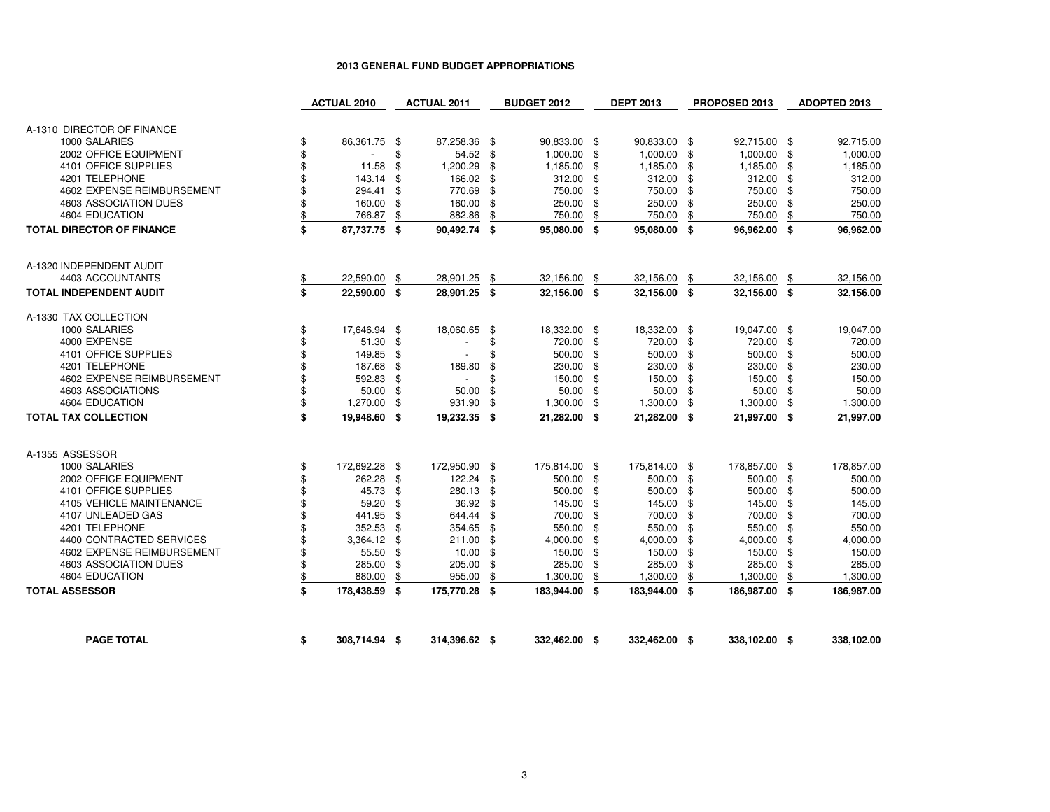# 2013 GENERAL FUND BUDGET APPROPRIATIONS

| | ACTUAL 2010 | ACTUAL 2011 | BUDGET 2012 | DEPT 2013 | PROPOSED 2013 | ADOPTED 2013 |
|---|---|---|---|---|---|---|
| A-1310 DIRECTOR OF FINANCE | | | | | | |
| 1000 SALARIES | $ 86,361.75 | $ 87,258.36 | $ 90,833.00 | $ 90,833.00 | $ 92,715.00 | $ 92,715.00 |
| 2002 OFFICE EQUIPMENT | $ - | $ 54.52 | $ 1,000.00 | $ 1,000.00 | $ 1,000.00 | $ 1,000.00 |
| 4101 OFFICE SUPPLIES | $ 11.58 | $ 1,200.29 | $ 1,185.00 | $ 1,185.00 | $ 1,185.00 | $ 1,185.00 |
| 4201 TELEPHONE | $ 143.14 | $ 166.02 | $ 312.00 | $ 312.00 | $ 312.00 | $ 312.00 |
| 4602 EXPENSE REIMBURSEMENT | $ 294.41 | $ 770.69 | $ 750.00 | $ 750.00 | $ 750.00 | $ 750.00 |
| 4603 ASSOCIATION DUES | $ 160.00 | $ 160.00 | $ 250.00 | $ 250.00 | $ 250.00 | $ 250.00 |
| 4604 EDUCATION | $ 766.87 | $ 882.86 | $ 750.00 | $ 750.00 | $ 750.00 | $ 750.00 |
| **TOTAL DIRECTOR OF FINANCE** | **$ 87,737.75** | **$ 90,492.74** | **$ 95,080.00** | **$ 95,080.00** | **$ 96,962.00** | **$ 96,962.00** |
| A-1320 INDEPENDENT AUDIT | | | | | | |
| 4403 ACCOUNTANTS | $ 22,590.00 | $ 28,901.25 | $ 32,156.00 | $ 32,156.00 | $ 32,156.00 | $ 32,156.00 |
| **TOTAL INDEPENDENT AUDIT** | **$ 22,590.00** | **$ 28,901.25** | **$ 32,156.00** | **$ 32,156.00** | **$ 32,156.00** | **$ 32,156.00** |
| A-1330 TAX COLLECTION | | | | | | |
| 1000 SALARIES | $ 17,646.94 | $ 18,060.65 | $ 18,332.00 | $ 18,332.00 | $ 19,047.00 | $ 19,047.00 |
| 4000 EXPENSE | $ 51.30 | $ - | $ 720.00 | $ 720.00 | $ 720.00 | $ 720.00 |
| 4101 OFFICE SUPPLIES | $ 149.85 | $ - | $ 500.00 | $ 500.00 | $ 500.00 | $ 500.00 |
| 4201 TELEPHONE | $ 187.68 | $ 189.80 | $ 230.00 | $ 230.00 | $ 230.00 | $ 230.00 |
| 4602 EXPENSE REIMBURSEMENT | $ 592.83 | $ - | $ 150.00 | $ 150.00 | $ 150.00 | $ 150.00 |
| 4603 ASSOCIATIONS | $ 50.00 | $ 50.00 | $ 50.00 | $ 50.00 | $ 50.00 | $ 50.00 |
| 4604 EDUCATION | $ 1,270.00 | $ 931.90 | $ 1,300.00 | $ 1,300.00 | $ 1,300.00 | $ 1,300.00 |
| **TOTAL TAX COLLECTION** | **$ 19,948.60** | **$ 19,232.35** | **$ 21,282.00** | **$ 21,282.00** | **$ 21,997.00** | **$ 21,997.00** |
| A-1355 ASSESSOR | | | | | | |
| 1000 SALARIES | $ 172,692.28 | $ 172,950.90 | $ 175,814.00 | $ 175,814.00 | $ 178,857.00 | $ 178,857.00 |
| 2002 OFFICE EQUIPMENT | $ 262.28 | $ 122.24 | $ 500.00 | $ 500.00 | $ 500.00 | $ 500.00 |
| 4101 OFFICE SUPPLIES | $ 45.73 | $ 280.13 | $ 500.00 | $ 500.00 | $ 500.00 | $ 500.00 |
| 4105 VEHICLE MAINTENANCE | $ 59.20 | $ 36.92 | $ 145.00 | $ 145.00 | $ 145.00 | $ 145.00 |
| 4107 UNLEADED GAS | $ 441.95 | $ 644.44 | $ 700.00 | $ 700.00 | $ 700.00 | $ 700.00 |
| 4201 TELEPHONE | $ 352.53 | $ 354.65 | $ 550.00 | $ 550.00 | $ 550.00 | $ 550.00 |
| 4400 CONTRACTED SERVICES | $ 3,364.12 | $ 211.00 | $ 4,000.00 | $ 4,000.00 | $ 4,000.00 | $ 4,000.00 |
| 4602 EXPENSE REIMBURSEMENT | $ 55.50 | $ 10.00 | $ 150.00 | $ 150.00 | $ 150.00 | $ 150.00 |
| 4603 ASSOCIATION DUES | $ 285.00 | $ 205.00 | $ 285.00 | $ 285.00 | $ 285.00 | $ 285.00 |
| 4604 EDUCATION | $ 880.00 | $ 955.00 | $ 1,300.00 | $ 1,300.00 | $ 1,300.00 | $ 1,300.00 |
| **TOTAL ASSESSOR** | **$ 178,438.59** | **$ 175,770.28** | **$ 183,944.00** | **$ 183,944.00** | **$ 186,987.00** | **$ 186,987.00** |
| **PAGE TOTAL** | **$ 308,714.94** | **$ 314,396.62** | **$ 332,462.00** | **$ 332,462.00** | **$ 338,102.00** | **$ 338,102.00** |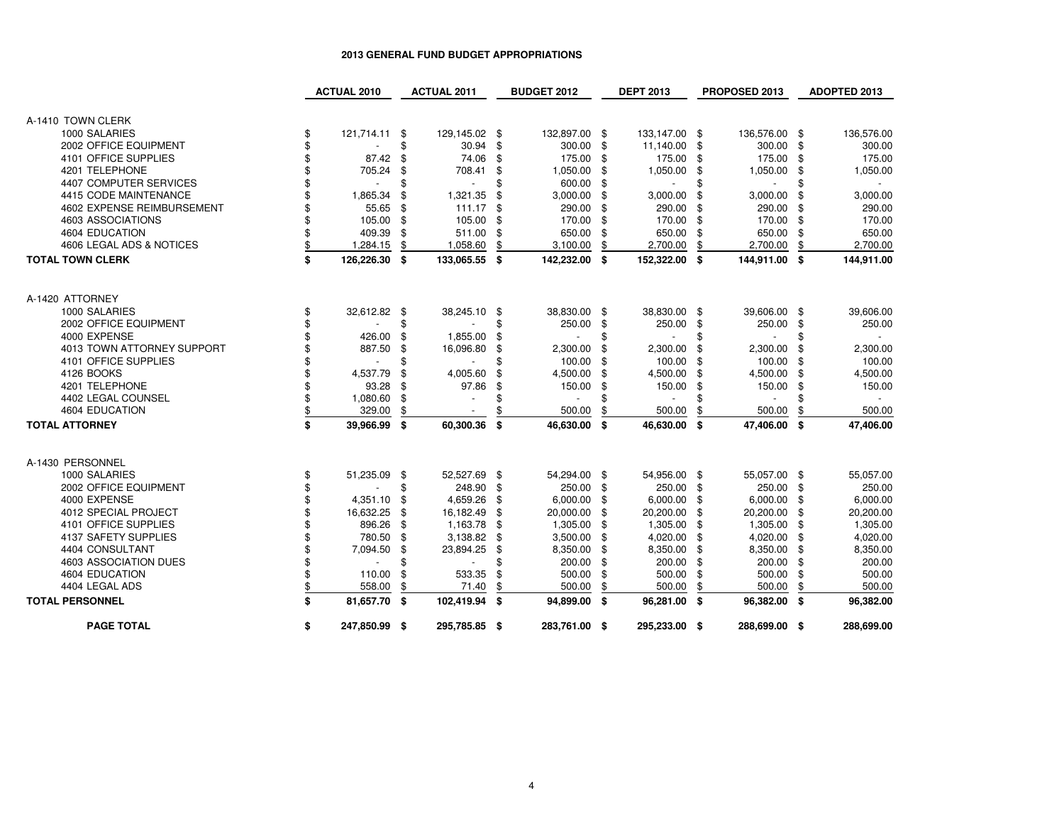# 2013 GENERAL FUND BUDGET APPROPRIATIONS

| | ACTUAL 2010 | ACTUAL 2011 | BUDGET 2012 | DEPT 2013 | PROPOSED 2013 | ADOPTED 2013 |
|---|---|---|---|---|---|---|
| A-1410 TOWN CLERK | | | | | | |
| 1000 SALARIES | $ 121,714.11 | $ 129,145.02 | $ 132,897.00 | $ 133,147.00 | $ 136,576.00 | $ 136,576.00 |
| 2002 OFFICE EQUIPMENT | $ - | $ 30.94 | $ 300.00 | $ 11,140.00 | $ 300.00 | $ 300.00 |
| 4101 OFFICE SUPPLIES | $ 87.42 | $ 74.06 | $ 175.00 | $ 175.00 | $ 175.00 | $ 175.00 |
| 4201 TELEPHONE | $ 705.24 | $ 708.41 | $ 1,050.00 | $ 1,050.00 | $ 1,050.00 | $ 1,050.00 |
| 4407 COMPUTER SERVICES | $ - | $ - | $ 600.00 | $ - | $ - | $ - |
| 4415 CODE MAINTENANCE | $ 1,865.34 | $ 1,321.35 | $ 3,000.00 | $ 3,000.00 | $ 3,000.00 | $ 3,000.00 |
| 4602 EXPENSE REIMBURSEMENT | $ 55.65 | $ 111.17 | $ 290.00 | $ 290.00 | $ 290.00 | $ 290.00 |
| 4603 ASSOCIATIONS | $ 105.00 | $ 105.00 | $ 170.00 | $ 170.00 | $ 170.00 | $ 170.00 |
| 4604 EDUCATION | $ 409.39 | $ 511.00 | $ 650.00 | $ 650.00 | $ 650.00 | $ 650.00 |
| 4606 LEGAL ADS & NOTICES | $ 1,284.15 | $ 1,058.60 | $ 3,100.00 | $ 2,700.00 | $ 2,700.00 | $ 2,700.00 |
| **TOTAL TOWN CLERK** | **$ 126,226.30** | **$ 133,065.55** | **$ 142,232.00** | **$ 152,322.00** | **$ 144,911.00** | **$ 144,911.00** |
| A-1420 ATTORNEY | | | | | | |
| 1000 SALARIES | $ 32,612.82 | $ 38,245.10 | $ 38,830.00 | $ 38,830.00 | $ 39,606.00 | $ 39,606.00 |
| 2002 OFFICE EQUIPMENT | $ - | $ - | $ 250.00 | $ 250.00 | $ 250.00 | $ 250.00 |
| 4000 EXPENSE | $ 426.00 | $ 1,855.00 | $ - | $ - | $ - | $ - |
| 4013 TOWN ATTORNEY SUPPORT | $ 887.50 | $ 16,096.80 | $ 2,300.00 | $ 2,300.00 | $ 2,300.00 | $ 2,300.00 |
| 4101 OFFICE SUPPLIES | $ - | $ - | $ 100.00 | $ 100.00 | $ 100.00 | $ 100.00 |
| 4126 BOOKS | $ 4,537.79 | $ 4,005.60 | $ 4,500.00 | $ 4,500.00 | $ 4,500.00 | $ 4,500.00 |
| 4201 TELEPHONE | $ 93.28 | $ 97.86 | $ 150.00 | $ 150.00 | $ 150.00 | $ 150.00 |
| 4402 LEGAL COUNSEL | $ 1,080.60 | $ - | $ - | $ - | $ - | $ - |
| 4604 EDUCATION | $ 329.00 | $ - | $ 500.00 | $ 500.00 | $ 500.00 | $ 500.00 |
| **TOTAL ATTORNEY** | **$ 39,966.99** | **$ 60,300.36** | **$ 46,630.00** | **$ 46,630.00** | **$ 47,406.00** | **$ 47,406.00** |
| A-1430 PERSONNEL | | | | | | |
| 1000 SALARIES | $ 51,235.09 | $ 52,527.69 | $ 54,294.00 | $ 54,956.00 | $ 55,057.00 | $ 55,057.00 |
| 2002 OFFICE EQUIPMENT | $ - | $ 248.90 | $ 250.00 | $ 250.00 | $ 250.00 | $ 250.00 |
| 4000 EXPENSE | $ 4,351.10 | $ 4,659.26 | $ 6,000.00 | $ 6,000.00 | $ 6,000.00 | $ 6,000.00 |
| 4012 SPECIAL PROJECT | $ 16,632.25 | $ 16,182.49 | $ 20,000.00 | $ 20,200.00 | $ 20,200.00 | $ 20,200.00 |
| 4101 OFFICE SUPPLIES | $ 896.26 | $ 1,163.78 | $ 1,305.00 | $ 1,305.00 | $ 1,305.00 | $ 1,305.00 |
| 4137 SAFETY SUPPLIES | $ 780.50 | $ 3,138.82 | $ 3,500.00 | $ 4,020.00 | $ 4,020.00 | $ 4,020.00 |
| 4404 CONSULTANT | $ 7,094.50 | $ 23,894.25 | $ 8,350.00 | $ 8,350.00 | $ 8,350.00 | $ 8,350.00 |
| 4603 ASSOCIATION DUES | $ - | $ - | $ 200.00 | $ 200.00 | $ 200.00 | $ 200.00 |
| 4604 EDUCATION | $ 110.00 | $ 533.35 | $ 500.00 | $ 500.00 | $ 500.00 | $ 500.00 |
| 4404 LEGAL ADS | $ 558.00 | $ 71.40 | $ 500.00 | $ 500.00 | $ 500.00 | $ 500.00 |
| **TOTAL PERSONNEL** | **$ 81,657.70** | **$ 102,419.94** | **$ 94,899.00** | **$ 96,281.00** | **$ 96,382.00** | **$ 96,382.00** |
| **PAGE TOTAL** | **$ 247,850.99** | **$ 295,785.85** | **$ 283,761.00** | **$ 295,233.00** | **$ 288,699.00** | **$ 288,699.00** |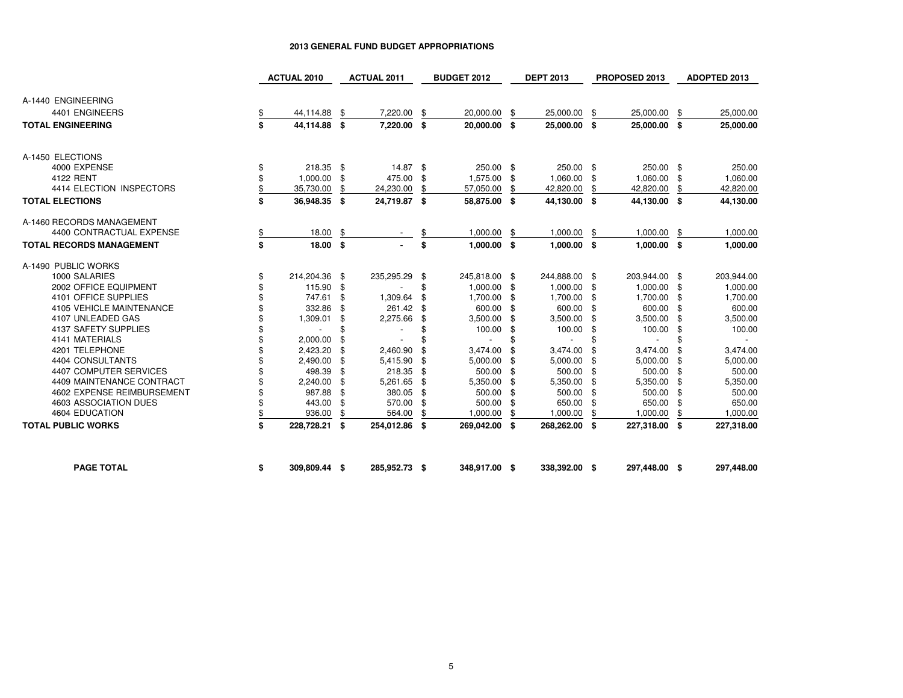# 2013 GENERAL FUND BUDGET APPROPRIATIONS

| | ACTUAL 2010 | ACTUAL 2011 | BUDGET 2012 | DEPT 2013 | PROPOSED 2013 | ADOPTED 2013 |
|---|---|---|---|---|---|---|
| A-1440 ENGINEERING | | | | | | |
| 4401 ENGINEERS | $ 44,114.88 | $ 7,220.00 | $ 20,000.00 | $ 25,000.00 | $ 25,000.00 | $ 25,000.00 |
| **TOTAL ENGINEERING** | **$ 44,114.88** | **$ 7,220.00** | **$ 20,000.00** | **$ 25,000.00** | **$ 25,000.00** | **$ 25,000.00** |
| A-1450 ELECTIONS | | | | | | |
| 4000 EXPENSE | $ 218.35 | $ 14.87 | $ 250.00 | $ 250.00 | $ 250.00 | $ 250.00 |
| 4122 RENT | $ 1,000.00 | $ 475.00 | $ 1,575.00 | $ 1,060.00 | $ 1,060.00 | $ 1,060.00 |
| 4414 ELECTION INSPECTORS | $ 35,730.00 | $ 24,230.00 | $ 57,050.00 | $ 42,820.00 | $ 42,820.00 | $ 42,820.00 |
| **TOTAL ELECTIONS** | **$ 36,948.35** | **$ 24,719.87** | **$ 58,875.00** | **$ 44,130.00** | **$ 44,130.00** | **$ 44,130.00** |
| A-1460 RECORDS MANAGEMENT | | | | | | |
| 4400 CONTRACTUAL EXPENSE | $ 18.00 | $ - | $ 1,000.00 | $ 1,000.00 | $ 1,000.00 | $ 1,000.00 |
| **TOTAL RECORDS MANAGEMENT** | **$ 18.00** | **$ -** | **$ 1,000.00** | **$ 1,000.00** | **$ 1,000.00** | **$ 1,000.00** |
| A-1490 PUBLIC WORKS | | | | | | |
| 1000 SALARIES | $ 214,204.36 | $ 235,295.29 | $ 245,818.00 | $ 244,888.00 | $ 203,944.00 | $ 203,944.00 |
| 2002 OFFICE EQUIPMENT | $ 115.90 | $ - | $ 1,000.00 | $ 1,000.00 | $ 1,000.00 | $ 1,000.00 |
| 4101 OFFICE SUPPLIES | $ 747.61 | $ 1,309.64 | $ 1,700.00 | $ 1,700.00 | $ 1,700.00 | $ 1,700.00 |
| 4105 VEHICLE MAINTENANCE | $ 332.86 | $ 261.42 | $ 600.00 | $ 600.00 | $ 600.00 | $ 600.00 |
| 4107 UNLEADED GAS | $ 1,309.01 | $ 2,275.66 | $ 3,500.00 | $ 3,500.00 | $ 3,500.00 | $ 3,500.00 |
| 4137 SAFETY SUPPLIES | $ - | $ - | $ 100.00 | $ 100.00 | $ 100.00 | $ 100.00 |
| 4141 MATERIALS | $ 2,000.00 | $ - | $ - | $ - | $ - | $ - |
| 4201 TELEPHONE | $ 2,423.20 | $ 2,460.90 | $ 3,474.00 | $ 3,474.00 | $ 3,474.00 | $ 3,474.00 |
| 4404 CONSULTANTS | $ 2,490.00 | $ 5,415.90 | $ 5,000.00 | $ 5,000.00 | $ 5,000.00 | $ 5,000.00 |
| 4407 COMPUTER SERVICES | $ 498.39 | $ 218.35 | $ 500.00 | $ 500.00 | $ 500.00 | $ 500.00 |
| 4409 MAINTENANCE CONTRACT | $ 2,240.00 | $ 5,261.65 | $ 5,350.00 | $ 5,350.00 | $ 5,350.00 | $ 5,350.00 |
| 4602 EXPENSE REIMBURSEMENT | $ 987.88 | $ 380.05 | $ 500.00 | $ 500.00 | $ 500.00 | $ 500.00 |
| 4603 ASSOCIATION DUES | $ 443.00 | $ 570.00 | $ 500.00 | $ 650.00 | $ 650.00 | $ 650.00 |
| 4604 EDUCATION | $ 936.00 | $ 564.00 | $ 1,000.00 | $ 1,000.00 | $ 1,000.00 | $ 1,000.00 |
| **TOTAL PUBLIC WORKS** | **$ 228,728.21** | **$ 254,012.86** | **$ 269,042.00** | **$ 268,262.00** | **$ 227,318.00** | **$ 227,318.00** |
| **PAGE TOTAL** | **$ 309,809.44** | **$ 285,952.73** | **$ 348,917.00** | **$ 338,392.00** | **$ 297,448.00** | **$ 297,448.00** |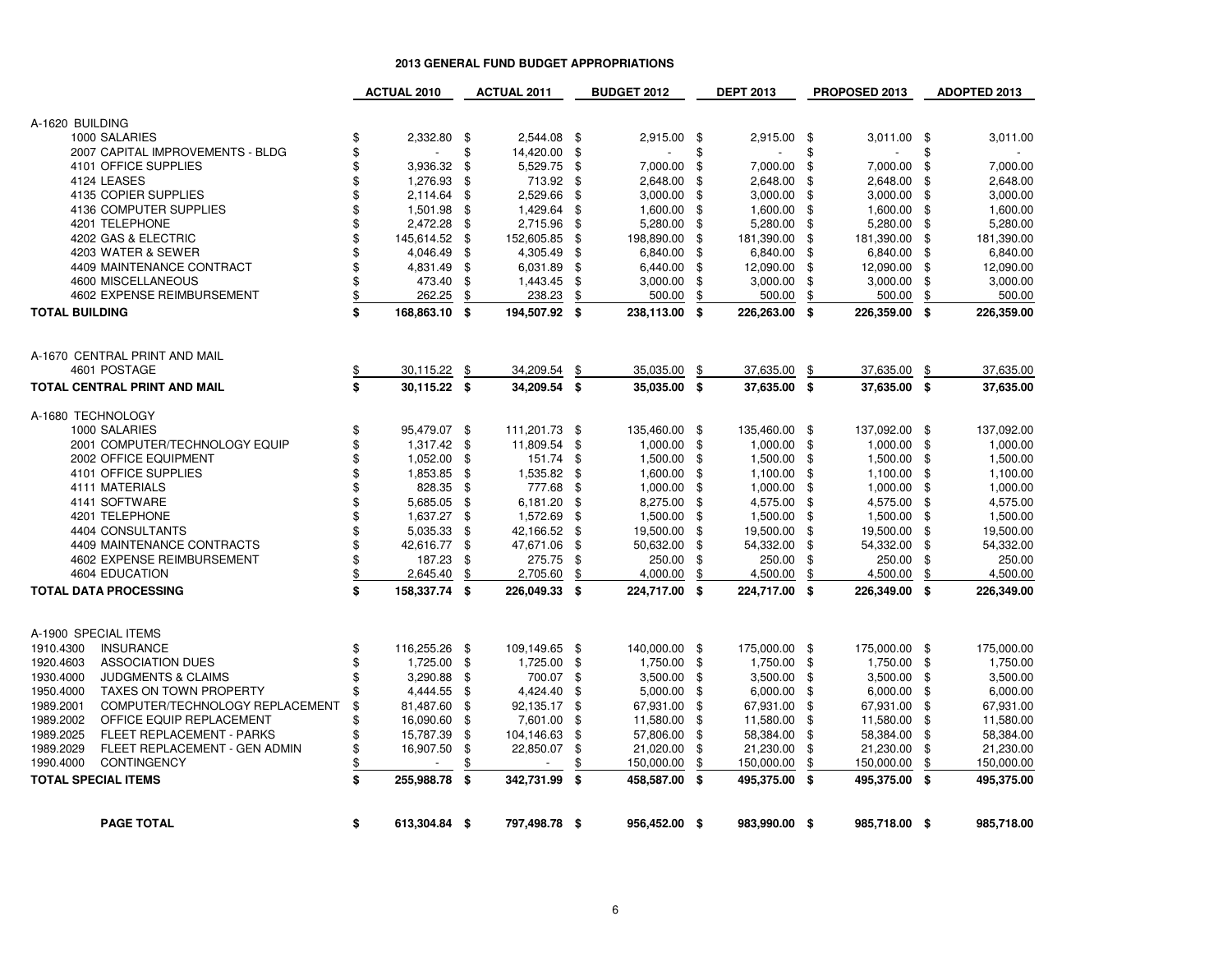## 2013 GENERAL FUND BUDGET APPROPRIATIONS

| | ACTUAL 2010 | ACTUAL 2011 | BUDGET 2012 | DEPT 2013 | PROPOSED 2013 | ADOPTED 2013 |
|---|---|---|---|---|---|---|
| **A-1620 BUILDING** | | | | | | |
| 1000 SALARIES | $ 2,332.80 | $ 2,544.08 | $ 2,915.00 | $ 2,915.00 | $ 3,011.00 | $ 3,011.00 |
| 2007 CAPITAL IMPROVEMENTS - BLDG | $ - | $ 14,420.00 | $ - | $ - | $ - | $ - |
| 4101 OFFICE SUPPLIES | $ 3,936.32 | $ 5,529.75 | $ 7,000.00 | $ 7,000.00 | $ 7,000.00 | $ 7,000.00 |
| 4124 LEASES | $ 1,276.93 | $ 713.92 | $ 2,648.00 | $ 2,648.00 | $ 2,648.00 | $ 2,648.00 |
| 4135 COPIER SUPPLIES | $ 2,114.64 | $ 2,529.66 | $ 3,000.00 | $ 3,000.00 | $ 3,000.00 | $ 3,000.00 |
| 4136 COMPUTER SUPPLIES | $ 1,501.98 | $ 1,429.64 | $ 1,600.00 | $ 1,600.00 | $ 1,600.00 | $ 1,600.00 |
| 4201 TELEPHONE | $ 2,472.28 | $ 2,715.96 | $ 5,280.00 | $ 5,280.00 | $ 5,280.00 | $ 5,280.00 |
| 4202 GAS & ELECTRIC | $ 145,614.52 | $ 152,605.85 | $ 198,890.00 | $ 181,390.00 | $ 181,390.00 | $ 181,390.00 |
| 4203 WATER & SEWER | $ 4,046.49 | $ 4,305.49 | $ 6,840.00 | $ 6,840.00 | $ 6,840.00 | $ 6,840.00 |
| 4409 MAINTENANCE CONTRACT | $ 4,831.49 | $ 6,031.89 | $ 6,440.00 | $ 12,090.00 | $ 12,090.00 | $ 12,090.00 |
| 4600 MISCELLANEOUS | $ 473.40 | $ 1,443.45 | $ 3,000.00 | $ 3,000.00 | $ 3,000.00 | $ 3,000.00 |
| 4602 EXPENSE REIMBURSEMENT | $ 262.25 | $ 238.23 | $ 500.00 | $ 500.00 | $ 500.00 | $ 500.00 |
| **TOTAL BUILDING** | **$ 168,863.10** | **$ 194,507.92** | **$ 238,113.00** | **$ 226,263.00** | **$ 226,359.00** | **$ 226,359.00** |
| **A-1670 CENTRAL PRINT AND MAIL** | | | | | | |
| 4601 POSTAGE | $ 30,115.22 | $ 34,209.54 | $ 35,035.00 | $ 37,635.00 | $ 37,635.00 | $ 37,635.00 |
| **TOTAL CENTRAL PRINT AND MAIL** | **$ 30,115.22** | **$ 34,209.54** | **$ 35,035.00** | **$ 37,635.00** | **$ 37,635.00** | **$ 37,635.00** |
| **A-1680 TECHNOLOGY** | | | | | | |
| 1000 SALARIES | $ 95,479.07 | $ 111,201.73 | $ 135,460.00 | $ 135,460.00 | $ 137,092.00 | $ 137,092.00 |
| 2001 COMPUTER/TECHNOLOGY EQUIP | $ 1,317.42 | $ 11,809.54 | $ 1,000.00 | $ 1,000.00 | $ 1,000.00 | $ 1,000.00 |
| 2002 OFFICE EQUIPMENT | $ 1,052.00 | $ 151.74 | $ 1,500.00 | $ 1,500.00 | $ 1,500.00 | $ 1,500.00 |
| 4101 OFFICE SUPPLIES | $ 1,853.85 | $ 1,535.82 | $ 1,600.00 | $ 1,100.00 | $ 1,100.00 | $ 1,100.00 |
| 4111 MATERIALS | $ 828.35 | $ 777.68 | $ 1,000.00 | $ 1,000.00 | $ 1,000.00 | $ 1,000.00 |
| 4141 SOFTWARE | $ 5,685.05 | $ 6,181.20 | $ 8,275.00 | $ 4,575.00 | $ 4,575.00 | $ 4,575.00 |
| 4201 TELEPHONE | $ 1,637.27 | $ 1,572.69 | $ 1,500.00 | $ 1,500.00 | $ 1,500.00 | $ 1,500.00 |
| 4404 CONSULTANTS | $ 5,035.33 | $ 42,166.52 | $ 19,500.00 | $ 19,500.00 | $ 19,500.00 | $ 19,500.00 |
| 4409 MAINTENANCE CONTRACTS | $ 42,616.77 | $ 47,671.06 | $ 50,632.00 | $ 54,332.00 | $ 54,332.00 | $ 54,332.00 |
| 4602 EXPENSE REIMBURSEMENT | $ 187.23 | $ 275.75 | $ 250.00 | $ 250.00 | $ 250.00 | $ 250.00 |
| 4604 EDUCATION | $ 2,645.40 | $ 2,705.60 | $ 4,000.00 | $ 4,500.00 | $ 4,500.00 | $ 4,500.00 |
| **TOTAL DATA PROCESSING** | **$ 158,337.74** | **$ 226,049.33** | **$ 224,717.00** | **$ 224,717.00** | **$ 226,349.00** | **$ 226,349.00** |
| **A-1900 SPECIAL ITEMS** | | | | | | |
| 1910.4300 INSURANCE | $ 116,255.26 | $ 109,149.65 | $ 140,000.00 | $ 175,000.00 | $ 175,000.00 | $ 175,000.00 |
| 1920.4603 ASSOCIATION DUES | $ 1,725.00 | $ 1,725.00 | $ 1,750.00 | $ 1,750.00 | $ 1,750.00 | $ 1,750.00 |
| 1930.4000 JUDGMENTS & CLAIMS | $ 3,290.88 | $ 700.07 | $ 3,500.00 | $ 3,500.00 | $ 3,500.00 | $ 3,500.00 |
| 1950.4000 TAXES ON TOWN PROPERTY | $ 4,444.55 | $ 4,424.40 | $ 5,000.00 | $ 6,000.00 | $ 6,000.00 | $ 6,000.00 |
| 1989.2001 COMPUTER/TECHNOLOGY REPLACEMENT | $ 81,487.60 | $ 92,135.17 | $ 67,931.00 | $ 67,931.00 | $ 67,931.00 | $ 67,931.00 |
| 1989.2002 OFFICE EQUIP REPLACEMENT | $ 16,090.60 | $ 7,601.00 | $ 11,580.00 | $ 11,580.00 | $ 11,580.00 | $ 11,580.00 |
| 1989.2025 FLEET REPLACEMENT - PARKS | $ 15,787.39 | $ 104,146.63 | $ 57,806.00 | $ 58,384.00 | $ 58,384.00 | $ 58,384.00 |
| 1989.2029 FLEET REPLACEMENT - GEN ADMIN | $ 16,907.50 | $ 22,850.07 | $ 21,020.00 | $ 21,230.00 | $ 21,230.00 | $ 21,230.00 |
| 1990.4000 CONTINGENCY | $ - | $ - | $ 150,000.00 | $ 150,000.00 | $ 150,000.00 | $ 150,000.00 |
| **TOTAL SPECIAL ITEMS** | **$ 255,988.78** | **$ 342,731.99** | **$ 458,587.00** | **$ 495,375.00** | **$ 495,375.00** | **$ 495,375.00** |
| **PAGE TOTAL** | **$ 613,304.84** | **$ 797,498.78** | **$ 956,452.00** | **$ 983,990.00** | **$ 985,718.00** | **$ 985,718.00** |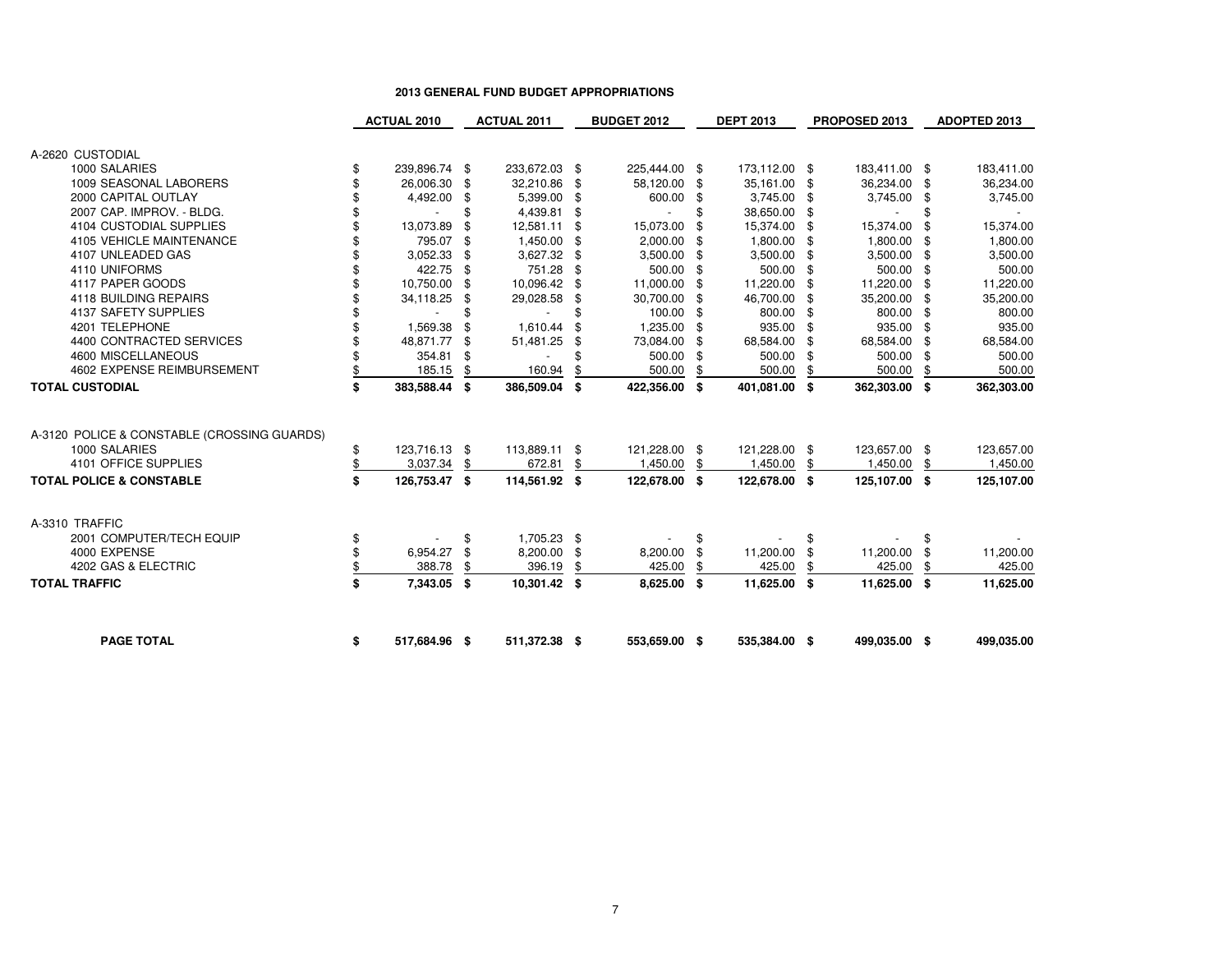## 2013 GENERAL FUND BUDGET APPROPRIATIONS

| | ACTUAL 2010 | ACTUAL 2011 | BUDGET 2012 | DEPT 2013 | PROPOSED 2013 | ADOPTED 2013 |
|---|---|---|---|---|---|---|
| A-2620 CUSTODIAL | | | | | | |
| 1000 SALARIES | $ 239,896.74 | $ 233,672.03 | $ 225,444.00 | $ 173,112.00 | $ 183,411.00 | $ 183,411.00 |
| 1009 SEASONAL LABORERS | $ 26,006.30 | $ 32,210.86 | $ 58,120.00 | $ 35,161.00 | $ 36,234.00 | $ 36,234.00 |
| 2000 CAPITAL OUTLAY | $ 4,492.00 | $ 5,399.00 | $ 600.00 | $ 3,745.00 | $ 3,745.00 | $ 3,745.00 |
| 2007 CAP. IMPROV. - BLDG. | $ - | $ 4,439.81 | $ - | $ 38,650.00 | $ - | $ - |
| 4104 CUSTODIAL SUPPLIES | $ 13,073.89 | $ 12,581.11 | $ 15,073.00 | $ 15,374.00 | $ 15,374.00 | $ 15,374.00 |
| 4105 VEHICLE MAINTENANCE | $ 795.07 | $ 1,450.00 | $ 2,000.00 | $ 1,800.00 | $ 1,800.00 | $ 1,800.00 |
| 4107 UNLEADED GAS | $ 3,052.33 | $ 3,627.32 | $ 3,500.00 | $ 3,500.00 | $ 3,500.00 | $ 3,500.00 |
| 4110 UNIFORMS | $ 422.75 | $ 751.28 | $ 500.00 | $ 500.00 | $ 500.00 | $ 500.00 |
| 4117 PAPER GOODS | $ 10,750.00 | $ 10,096.42 | $ 11,000.00 | $ 11,220.00 | $ 11,220.00 | $ 11,220.00 |
| 4118 BUILDING REPAIRS | $ 34,118.25 | $ 29,028.58 | $ 30,700.00 | $ 46,700.00 | $ 35,200.00 | $ 35,200.00 |
| 4137 SAFETY SUPPLIES | $ - | $ - | $ 100.00 | $ 800.00 | $ 800.00 | $ 800.00 |
| 4201 TELEPHONE | $ 1,569.38 | $ 1,610.44 | $ 1,235.00 | $ 935.00 | $ 935.00 | $ 935.00 |
| 4400 CONTRACTED SERVICES | $ 48,871.77 | $ 51,481.25 | $ 73,084.00 | $ 68,584.00 | $ 68,584.00 | $ 68,584.00 |
| 4600 MISCELLANEOUS | $ 354.81 | $ - | $ 500.00 | $ 500.00 | $ 500.00 | $ 500.00 |
| 4602 EXPENSE REIMBURSEMENT | $ 185.15 | $ 160.94 | $ 500.00 | $ 500.00 | $ 500.00 | $ 500.00 |
| **TOTAL CUSTODIAL** | **$ 383,588.44** | **$ 386,509.04** | **$ 422,356.00** | **$ 401,081.00** | **$ 362,303.00** | **$ 362,303.00** |
| A-3120 POLICE & CONSTABLE (CROSSING GUARDS) | | | | | | |
| 1000 SALARIES | $ 123,716.13 | $ 113,889.11 | $ 121,228.00 | $ 121,228.00 | $ 123,657.00 | $ 123,657.00 |
| 4101 OFFICE SUPPLIES | $ 3,037.34 | $ 672.81 | $ 1,450.00 | $ 1,450.00 | $ 1,450.00 | $ 1,450.00 |
| **TOTAL POLICE & CONSTABLE** | **$ 126,753.47** | **$ 114,561.92** | **$ 122,678.00** | **$ 122,678.00** | **$ 125,107.00** | **$ 125,107.00** |
| A-3310 TRAFFIC | | | | | | |
| 2001 COMPUTER/TECH EQUIP | $ - | $ 1,705.23 | $ - | $ - | $ - | $ - |
| 4000 EXPENSE | $ 6,954.27 | $ 8,200.00 | $ 8,200.00 | $ 11,200.00 | $ 11,200.00 | $ 11,200.00 |
| 4202 GAS & ELECTRIC | $ 388.78 | $ 396.19 | $ 425.00 | $ 425.00 | $ 425.00 | $ 425.00 |
| **TOTAL TRAFFIC** | **$ 7,343.05** | **$ 10,301.42** | **$ 8,625.00** | **$ 11,625.00** | **$ 11,625.00** | **$ 11,625.00** |
| **PAGE TOTAL** | **$ 517,684.96** | **$ 511,372.38** | **$ 553,659.00** | **$ 535,384.00** | **$ 499,035.00** | **$ 499,035.00** |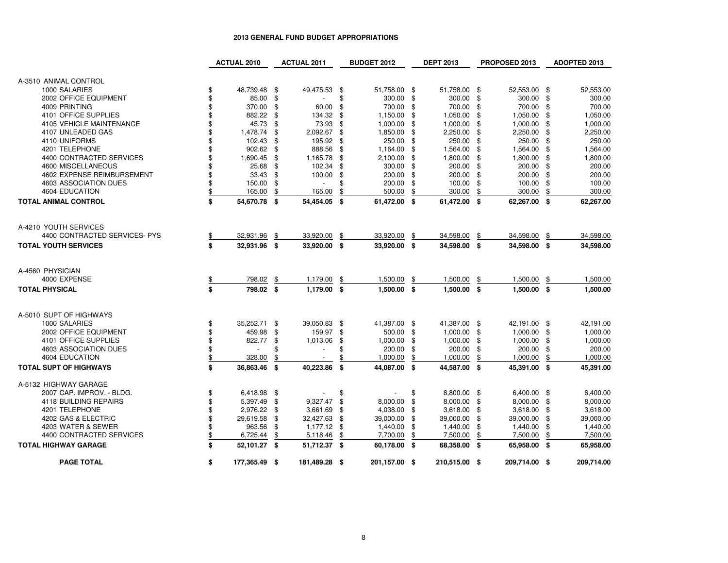# 2013 GENERAL FUND BUDGET APPROPRIATIONS

| | ACTUAL 2010 | ACTUAL 2011 | BUDGET 2012 | DEPT 2013 | PROPOSED 2013 | ADOPTED 2013 |
|---|---|---|---|---|---|---|
| A-3510 ANIMAL CONTROL | | | | | | |
| 1000 SALARIES | $ 48,739.48 | $ 49,475.53 | $ 51,758.00 | $ 51,758.00 | $ 52,553.00 | $ 52,553.00 |
| 2002 OFFICE EQUIPMENT | $ 85.00 | $ - | $ 300.00 | $ 300.00 | $ 300.00 | $ 300.00 |
| 4009 PRINTING | $ 370.00 | $ 60.00 | $ 700.00 | $ 700.00 | $ 700.00 | $ 700.00 |
| 4101 OFFICE SUPPLIES | $ 882.22 | $ 134.32 | $ 1,150.00 | $ 1,050.00 | $ 1,050.00 | $ 1,050.00 |
| 4105 VEHICLE MAINTENANCE | $ 45.73 | $ 73.93 | $ 1,000.00 | $ 1,000.00 | $ 1,000.00 | $ 1,000.00 |
| 4107 UNLEADED GAS | $ 1,478.74 | $ 2,092.67 | $ 1,850.00 | $ 2,250.00 | $ 2,250.00 | $ 2,250.00 |
| 4110 UNIFORMS | $ 102.43 | $ 195.92 | $ 250.00 | $ 250.00 | $ 250.00 | $ 250.00 |
| 4201 TELEPHONE | $ 902.62 | $ 888.56 | $ 1,164.00 | $ 1,564.00 | $ 1,564.00 | $ 1,564.00 |
| 4400 CONTRACTED SERVICES | $ 1,690.45 | $ 1,165.78 | $ 2,100.00 | $ 1,800.00 | $ 1,800.00 | $ 1,800.00 |
| 4600 MISCELLANEOUS | $ 25.68 | $ 102.34 | $ 300.00 | $ 200.00 | $ 200.00 | $ 200.00 |
| 4602 EXPENSE REIMBURSEMENT | $ 33.43 | $ 100.00 | $ 200.00 | $ 200.00 | $ 200.00 | $ 200.00 |
| 4603 ASSOCIATION DUES | $ 150.00 | $ - | $ 200.00 | $ 100.00 | $ 100.00 | $ 100.00 |
| 4604 EDUCATION | $ 165.00 | $ 165.00 | $ 500.00 | $ 300.00 | $ 300.00 | $ 300.00 |
| **TOTAL ANIMAL CONTROL** | **$ 54,670.78** | **$ 54,454.05** | **$ 61,472.00** | **$ 61,472.00** | **$ 62,267.00** | **$ 62,267.00** |
| A-4210 YOUTH SERVICES | | | | | | |
| 4400 CONTRACTED SERVICES- PYS | $ 32,931.96 | $ 33,920.00 | $ 33,920.00 | $ 34,598.00 | $ 34,598.00 | $ 34,598.00 |
| **TOTAL YOUTH SERVICES** | **$ 32,931.96** | **$ 33,920.00** | **$ 33,920.00** | **$ 34,598.00** | **$ 34,598.00** | **$ 34,598.00** |
| A-4560 PHYSICIAN | | | | | | |
| 4000 EXPENSE | $ 798.02 | $ 1,179.00 | $ 1,500.00 | $ 1,500.00 | $ 1,500.00 | $ 1,500.00 |
| **TOTAL PHYSICAL** | **$ 798.02** | **$ 1,179.00** | **$ 1,500.00** | **$ 1,500.00** | **$ 1,500.00** | **$ 1,500.00** |
| A-5010 SUPT OF HIGHWAYS | | | | | | |
| 1000 SALARIES | $ 35,252.71 | $ 39,050.83 | $ 41,387.00 | $ 41,387.00 | $ 42,191.00 | $ 42,191.00 |
| 2002 OFFICE EQUIPMENT | $ 459.98 | $ 159.97 | $ 500.00 | $ 1,000.00 | $ 1,000.00 | $ 1,000.00 |
| 4101 OFFICE SUPPLIES | $ 822.77 | $ 1,013.06 | $ 1,000.00 | $ 1,000.00 | $ 1,000.00 | $ 1,000.00 |
| 4603 ASSOCIATION DUES | $ - | $ - | $ 200.00 | $ 200.00 | $ 200.00 | $ 200.00 |
| 4604 EDUCATION | $ 328.00 | $ - | $ 1,000.00 | $ 1,000.00 | $ 1,000.00 | $ 1,000.00 |
| **TOTAL SUPT OF HIGHWAYS** | **$ 36,863.46** | **$ 40,223.86** | **$ 44,087.00** | **$ 44,587.00** | **$ 45,391.00** | **$ 45,391.00** |
| A-5132 HIGHWAY GARAGE | | | | | | |
| 2007 CAP. IMPROV. - BLDG. | $ 6,418.98 | $ - | $ - | $ 8,800.00 | $ 6,400.00 | $ 6,400.00 |
| 4118 BUILDING REPAIRS | $ 5,397.49 | $ 9,327.47 | $ 8,000.00 | $ 8,000.00 | $ 8,000.00 | $ 8,000.00 |
| 4201 TELEPHONE | $ 2,976.22 | $ 3,661.69 | $ 4,038.00 | $ 3,618.00 | $ 3,618.00 | $ 3,618.00 |
| 4202 GAS & ELECTRIC | $ 29,619.58 | $ 32,427.63 | $ 39,000.00 | $ 39,000.00 | $ 39,000.00 | $ 39,000.00 |
| 4203 WATER & SEWER | $ 963.56 | $ 1,177.12 | $ 1,440.00 | $ 1,440.00 | $ 1,440.00 | $ 1,440.00 |
| 4400 CONTRACTED SERVICES | $ 6,725.44 | $ 5,118.46 | $ 7,700.00 | $ 7,500.00 | $ 7,500.00 | $ 7,500.00 |
| **TOTAL HIGHWAY GARAGE** | **$ 52,101.27** | **$ 51,712.37** | **$ 60,178.00** | **$ 68,358.00** | **$ 65,958.00** | **$ 65,958.00** |
| **PAGE TOTAL** | **$ 177,365.49** | **$ 181,489.28** | **$ 201,157.00** | **$ 210,515.00** | **$ 209,714.00** | **$ 209,714.00** |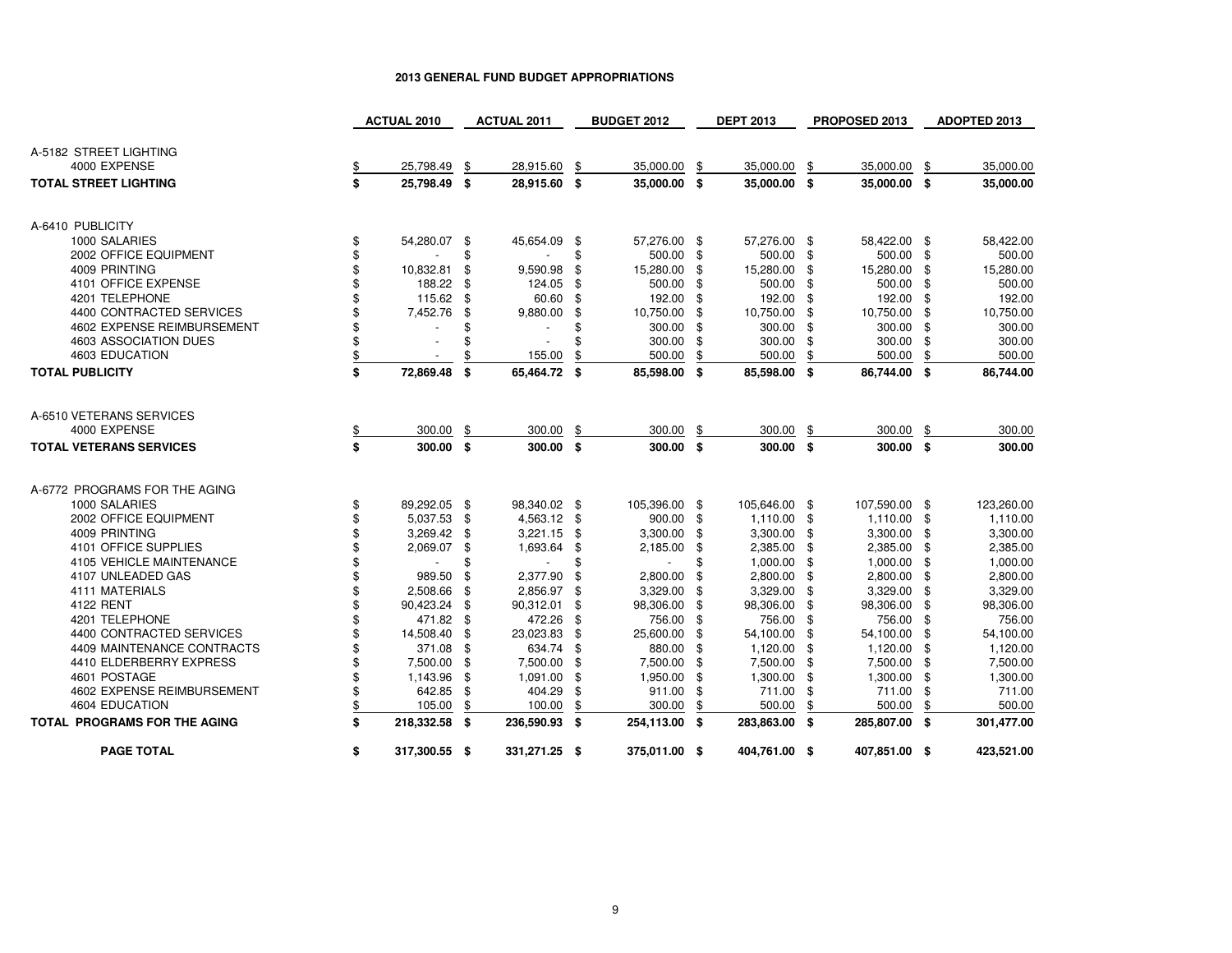# 2013 GENERAL FUND BUDGET APPROPRIATIONS

| | ACTUAL 2010 | ACTUAL 2011 | BUDGET 2012 | DEPT 2013 | PROPOSED 2013 | ADOPTED 2013 |
|---|---|---|---|---|---|---|
| A-5182 STREET LIGHTING | | | | | | |
| 4000 EXPENSE | $ 25,798.49 | $ 28,915.60 | $ 35,000.00 | $ 35,000.00 | $ 35,000.00 | $ 35,000.00 |
| **TOTAL STREET LIGHTING** | **$ 25,798.49** | **$ 28,915.60** | **$ 35,000.00** | **$ 35,000.00** | **$ 35,000.00** | **$ 35,000.00** |
| A-6410 PUBLICITY | | | | | | |
| 1000 SALARIES | $ 54,280.07 | $ 45,654.09 | $ 57,276.00 | $ 57,276.00 | $ 58,422.00 | $ 58,422.00 |
| 2002 OFFICE EQUIPMENT | $ - | $ - | $ 500.00 | $ 500.00 | $ 500.00 | $ 500.00 |
| 4009 PRINTING | $ 10,832.81 | $ 9,590.98 | $ 15,280.00 | $ 15,280.00 | $ 15,280.00 | $ 15,280.00 |
| 4101 OFFICE EXPENSE | $ 188.22 | $ 124.05 | $ 500.00 | $ 500.00 | $ 500.00 | $ 500.00 |
| 4201 TELEPHONE | $ 115.62 | $ 60.60 | $ 192.00 | $ 192.00 | $ 192.00 | $ 192.00 |
| 4400 CONTRACTED SERVICES | $ 7,452.76 | $ 9,880.00 | $ 10,750.00 | $ 10,750.00 | $ 10,750.00 | $ 10,750.00 |
| 4602 EXPENSE REIMBURSEMENT | $ - | $ - | $ 300.00 | $ 300.00 | $ 300.00 | $ 300.00 |
| 4603 ASSOCIATION DUES | $ - | $ - | $ 300.00 | $ 300.00 | $ 300.00 | $ 300.00 |
| 4603 EDUCATION | $ - | $ 155.00 | $ 500.00 | $ 500.00 | $ 500.00 | $ 500.00 |
| **TOTAL PUBLICITY** | **$ 72,869.48** | **$ 65,464.72** | **$ 85,598.00** | **$ 85,598.00** | **$ 86,744.00** | **$ 86,744.00** |
| A-6510 VETERANS SERVICES | | | | | | |
| 4000 EXPENSE | $ 300.00 | $ 300.00 | $ 300.00 | $ 300.00 | $ 300.00 | $ 300.00 |
| **TOTAL VETERANS SERVICES** | **$ 300.00** | **$ 300.00** | **$ 300.00** | **$ 300.00** | **$ 300.00** | **$ 300.00** |
| A-6772 PROGRAMS FOR THE AGING | | | | | | |
| 1000 SALARIES | $ 89,292.05 | $ 98,340.02 | $ 105,396.00 | $ 105,646.00 | $ 107,590.00 | $ 123,260.00 |
| 2002 OFFICE EQUIPMENT | $ 5,037.53 | $ 4,563.12 | $ 900.00 | $ 1,110.00 | $ 1,110.00 | $ 1,110.00 |
| 4009 PRINTING | $ 3,269.42 | $ 3,221.15 | $ 3,300.00 | $ 3,300.00 | $ 3,300.00 | $ 3,300.00 |
| 4101 OFFICE SUPPLIES | $ 2,069.07 | $ 1,693.64 | $ 2,185.00 | $ 2,385.00 | $ 2,385.00 | $ 2,385.00 |
| 4105 VEHICLE MAINTENANCE | $ - | $ - | $ - | $ 1,000.00 | $ 1,000.00 | $ 1,000.00 |
| 4107 UNLEADED GAS | $ 989.50 | $ 2,377.90 | $ 2,800.00 | $ 2,800.00 | $ 2,800.00 | $ 2,800.00 |
| 4111 MATERIALS | $ 2,508.66 | $ 2,856.97 | $ 3,329.00 | $ 3,329.00 | $ 3,329.00 | $ 3,329.00 |
| 4122 RENT | $ 90,423.24 | $ 90,312.01 | $ 98,306.00 | $ 98,306.00 | $ 98,306.00 | $ 98,306.00 |
| 4201 TELEPHONE | $ 471.82 | $ 472.26 | $ 756.00 | $ 756.00 | $ 756.00 | $ 756.00 |
| 4400 CONTRACTED SERVICES | $ 14,508.40 | $ 23,023.83 | $ 25,600.00 | $ 54,100.00 | $ 54,100.00 | $ 54,100.00 |
| 4409 MAINTENANCE CONTRACTS | $ 371.08 | $ 634.74 | $ 880.00 | $ 1,120.00 | $ 1,120.00 | $ 1,120.00 |
| 4410 ELDERBERRY EXPRESS | $ 7,500.00 | $ 7,500.00 | $ 7,500.00 | $ 7,500.00 | $ 7,500.00 | $ 7,500.00 |
| 4601 POSTAGE | $ 1,143.96 | $ 1,091.00 | $ 1,950.00 | $ 1,300.00 | $ 1,300.00 | $ 1,300.00 |
| 4602 EXPENSE REIMBURSEMENT | $ 642.85 | $ 404.29 | $ 911.00 | $ 711.00 | $ 711.00 | $ 711.00 |
| 4604 EDUCATION | $ 105.00 | $ 100.00 | $ 300.00 | $ 500.00 | $ 500.00 | $ 500.00 |
| **TOTAL PROGRAMS FOR THE AGING** | **$ 218,332.58** | **$ 236,590.93** | **$ 254,113.00** | **$ 283,863.00** | **$ 285,807.00** | **$ 301,477.00** |
| **PAGE TOTAL** | **$ 317,300.55** | **$ 331,271.25** | **$ 375,011.00** | **$ 404,761.00** | **$ 407,851.00** | **$ 423,521.00** |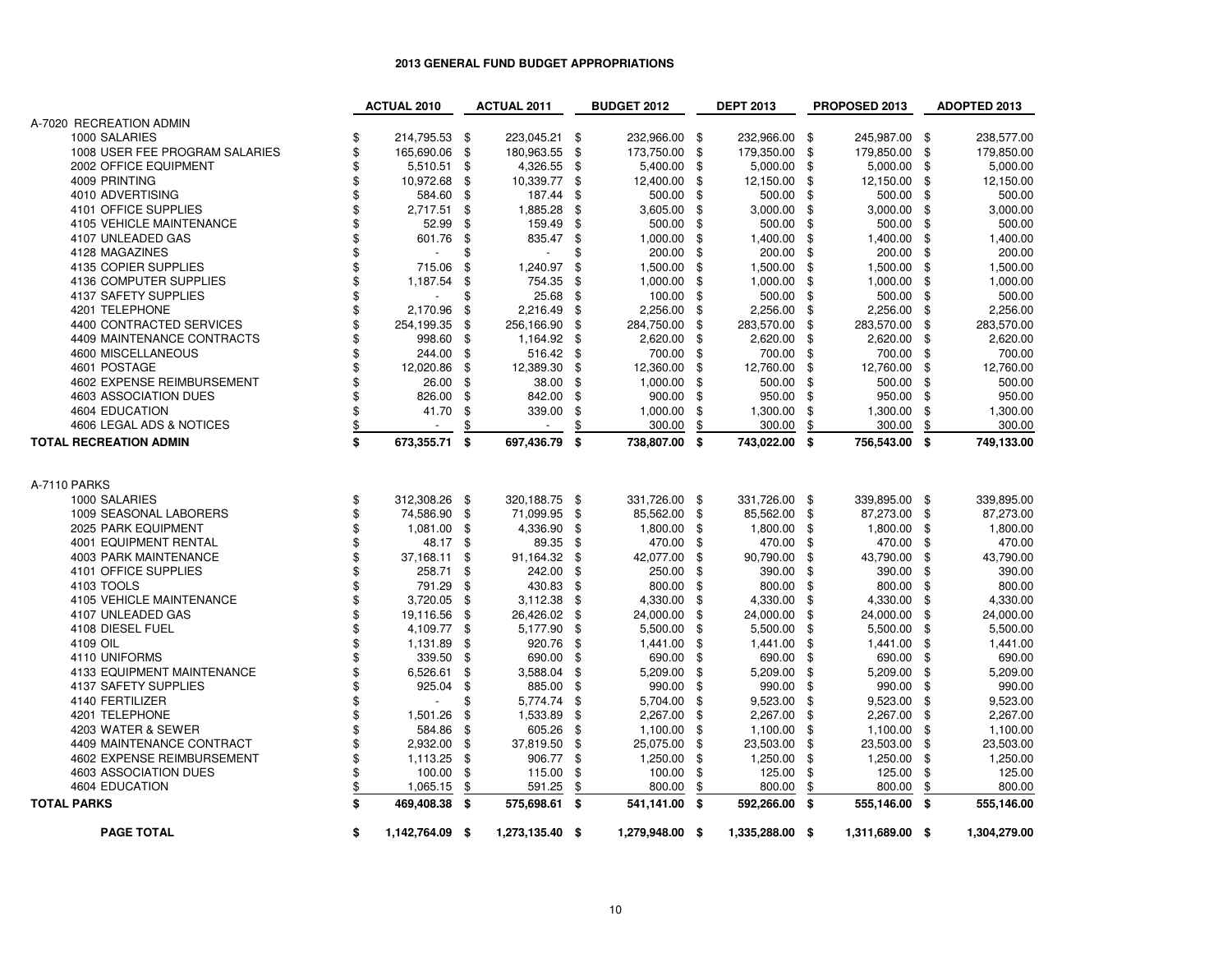# 2013 GENERAL FUND BUDGET APPROPRIATIONS

| | ACTUAL 2010 | ACTUAL 2011 | BUDGET 2012 | DEPT 2013 | PROPOSED 2013 | ADOPTED 2013 |
|---|---|---|---|---|---|---|
| **A-7020 RECREATION ADMIN** | | | | | | |
| 1000 SALARIES | $ 214,795.53 | $ 223,045.21 | $ 232,966.00 | $ 232,966.00 | $ 245,987.00 | $ 238,577.00 |
| 1008 USER FEE PROGRAM SALARIES | $ 165,690.06 | $ 180,963.55 | $ 173,750.00 | $ 179,350.00 | $ 179,850.00 | $ 179,850.00 |
| 2002 OFFICE EQUIPMENT | $ 5,510.51 | $ 4,326.55 | $ 5,400.00 | $ 5,000.00 | $ 5,000.00 | $ 5,000.00 |
| 4009 PRINTING | $ 10,972.68 | $ 10,339.77 | $ 12,400.00 | $ 12,150.00 | $ 12,150.00 | $ 12,150.00 |
| 4010 ADVERTISING | $ 584.60 | $ 187.44 | $ 500.00 | $ 500.00 | $ 500.00 | $ 500.00 |
| 4101 OFFICE SUPPLIES | $ 2,717.51 | $ 1,885.28 | $ 3,605.00 | $ 3,000.00 | $ 3,000.00 | $ 3,000.00 |
| 4105 VEHICLE MAINTENANCE | $ 52.99 | $ 159.49 | $ 500.00 | $ 500.00 | $ 500.00 | $ 500.00 |
| 4107 UNLEADED GAS | $ 601.76 | $ 835.47 | $ 1,000.00 | $ 1,400.00 | $ 1,400.00 | $ 1,400.00 |
| 4128 MAGAZINES | $ - | $ - | $ 200.00 | $ 200.00 | $ 200.00 | $ 200.00 |
| 4135 COPIER SUPPLIES | $ 715.06 | $ 1,240.97 | $ 1,500.00 | $ 1,500.00 | $ 1,500.00 | $ 1,500.00 |
| 4136 COMPUTER SUPPLIES | $ 1,187.54 | $ 754.35 | $ 1,000.00 | $ 1,000.00 | $ 1,000.00 | $ 1,000.00 |
| 4137 SAFETY SUPPLIES | $ - | $ 25.68 | $ 100.00 | $ 500.00 | $ 500.00 | $ 500.00 |
| 4201 TELEPHONE | $ 2,170.96 | $ 2,216.49 | $ 2,256.00 | $ 2,256.00 | $ 2,256.00 | $ 2,256.00 |
| 4400 CONTRACTED SERVICES | $ 254,199.35 | $ 256,166.90 | $ 284,750.00 | $ 283,570.00 | $ 283,570.00 | $ 283,570.00 |
| 4409 MAINTENANCE CONTRACTS | $ 998.60 | $ 1,164.92 | $ 2,620.00 | $ 2,620.00 | $ 2,620.00 | $ 2,620.00 |
| 4600 MISCELLANEOUS | $ 244.00 | $ 516.42 | $ 700.00 | $ 700.00 | $ 700.00 | $ 700.00 |
| 4601 POSTAGE | $ 12,020.86 | $ 12,389.30 | $ 12,360.00 | $ 12,760.00 | $ 12,760.00 | $ 12,760.00 |
| 4602 EXPENSE REIMBURSEMENT | $ 26.00 | $ 38.00 | $ 1,000.00 | $ 500.00 | $ 500.00 | $ 500.00 |
| 4603 ASSOCIATION DUES | $ 826.00 | $ 842.00 | $ 900.00 | $ 950.00 | $ 950.00 | $ 950.00 |
| 4604 EDUCATION | $ 41.70 | $ 339.00 | $ 1,000.00 | $ 1,300.00 | $ 1,300.00 | $ 1,300.00 |
| 4606 LEGAL ADS & NOTICES | $ - | $ - | $ 300.00 | $ 300.00 | $ 300.00 | $ 300.00 |
| **TOTAL RECREATION ADMIN** | **$ 673,355.71** | **$ 697,436.79** | **$ 738,807.00** | **$ 743,022.00** | **$ 756,543.00** | **$ 749,133.00** |
| **A-7110 PARKS** | | | | | | |
| 1000 SALARIES | $ 312,308.26 | $ 320,188.75 | $ 331,726.00 | $ 331,726.00 | $ 339,895.00 | $ 339,895.00 |
| 1009 SEASONAL LABORERS | $ 74,586.90 | $ 71,099.95 | $ 85,562.00 | $ 85,562.00 | $ 87,273.00 | $ 87,273.00 |
| 2025 PARK EQUIPMENT | $ 1,081.00 | $ 4,336.90 | $ 1,800.00 | $ 1,800.00 | $ 1,800.00 | $ 1,800.00 |
| 4001 EQUIPMENT RENTAL | $ 48.17 | $ 89.35 | $ 470.00 | $ 470.00 | $ 470.00 | $ 470.00 |
| 4003 PARK MAINTENANCE | $ 37,168.11 | $ 91,164.32 | $ 42,077.00 | $ 90,790.00 | $ 43,790.00 | $ 43,790.00 |
| 4101 OFFICE SUPPLIES | $ 258.71 | $ 242.00 | $ 250.00 | $ 390.00 | $ 390.00 | $ 390.00 |
| 4103 TOOLS | $ 791.29 | $ 430.83 | $ 800.00 | $ 800.00 | $ 800.00 | $ 800.00 |
| 4105 VEHICLE MAINTENANCE | $ 3,720.05 | $ 3,112.38 | $ 4,330.00 | $ 4,330.00 | $ 4,330.00 | $ 4,330.00 |
| 4107 UNLEADED GAS | $ 19,116.56 | $ 26,426.02 | $ 24,000.00 | $ 24,000.00 | $ 24,000.00 | $ 24,000.00 |
| 4108 DIESEL FUEL | $ 4,109.77 | $ 5,177.90 | $ 5,500.00 | $ 5,500.00 | $ 5,500.00 | $ 5,500.00 |
| 4109 OIL | $ 1,131.89 | $ 920.76 | $ 1,441.00 | $ 1,441.00 | $ 1,441.00 | $ 1,441.00 |
| 4110 UNIFORMS | $ 339.50 | $ 690.00 | $ 690.00 | $ 690.00 | $ 690.00 | $ 690.00 |
| 4133 EQUIPMENT MAINTENANCE | $ 6,526.61 | $ 3,588.04 | $ 5,209.00 | $ 5,209.00 | $ 5,209.00 | $ 5,209.00 |
| 4137 SAFETY SUPPLIES | $ 925.04 | $ 885.00 | $ 990.00 | $ 990.00 | $ 990.00 | $ 990.00 |
| 4140 FERTILIZER | $ - | $ 5,774.74 | $ 5,704.00 | $ 9,523.00 | $ 9,523.00 | $ 9,523.00 |
| 4201 TELEPHONE | $ 1,501.26 | $ 1,533.89 | $ 2,267.00 | $ 2,267.00 | $ 2,267.00 | $ 2,267.00 |
| 4203 WATER & SEWER | $ 584.86 | $ 605.26 | $ 1,100.00 | $ 1,100.00 | $ 1,100.00 | $ 1,100.00 |
| 4409 MAINTENANCE CONTRACT | $ 2,932.00 | $ 37,819.50 | $ 25,075.00 | $ 23,503.00 | $ 23,503.00 | $ 23,503.00 |
| 4602 EXPENSE REIMBURSEMENT | $ 1,113.25 | $ 906.77 | $ 1,250.00 | $ 1,250.00 | $ 1,250.00 | $ 1,250.00 |
| 4603 ASSOCIATION DUES | $ 100.00 | $ 115.00 | $ 100.00 | $ 125.00 | $ 125.00 | $ 125.00 |
| 4604 EDUCATION | $ 1,065.15 | $ 591.25 | $ 800.00 | $ 800.00 | $ 800.00 | $ 800.00 |
| **TOTAL PARKS** | **$ 469,408.38** | **$ 575,698.61** | **$ 541,141.00** | **$ 592,266.00** | **$ 555,146.00** | **$ 555,146.00** |
| **PAGE TOTAL** | **$ 1,142,764.09** | **$ 1,273,135.40** | **$ 1,279,948.00** | **$ 1,335,288.00** | **$ 1,311,689.00** | **$ 1,304,279.00** |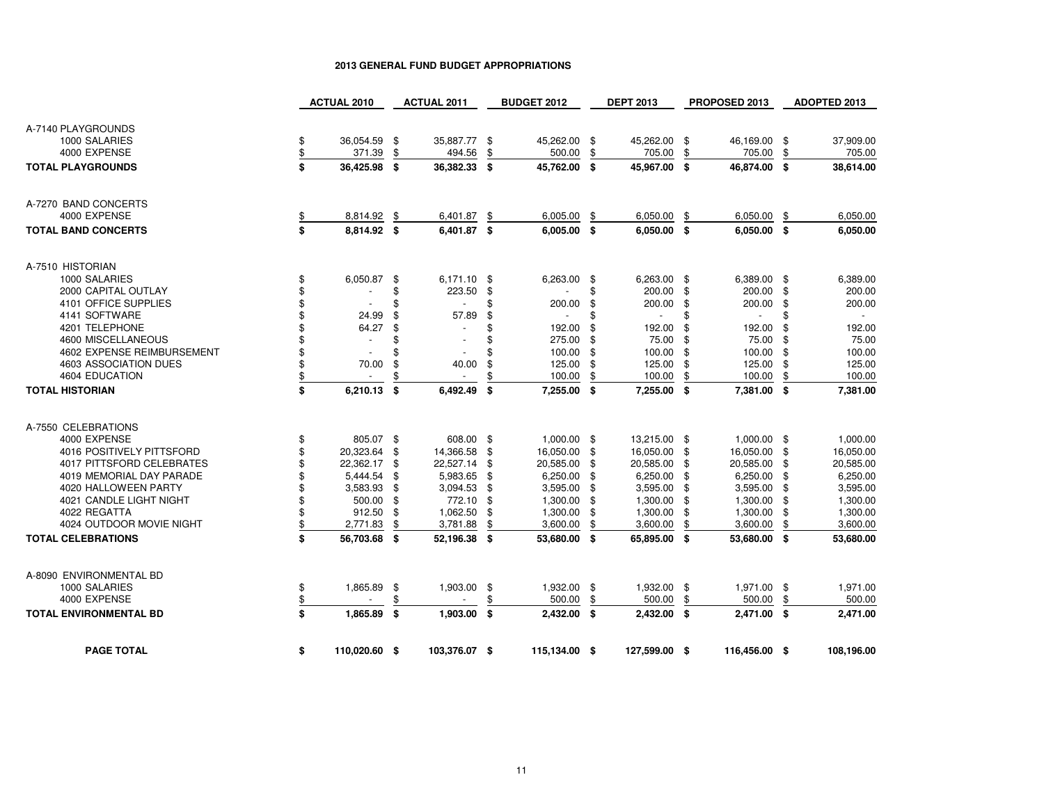## 2013 GENERAL FUND BUDGET APPROPRIATIONS

| | ACTUAL 2010 | ACTUAL 2011 | BUDGET 2012 | DEPT 2013 | PROPOSED 2013 | ADOPTED 2013 |
|---|---|---|---|---|---|---|
| A-7140 PLAYGROUNDS | | | | | | |
| 1000 SALARIES | $ 36,054.59 | $ 35,887.77 | $ 45,262.00 | $ 45,262.00 | $ 46,169.00 | $ 37,909.00 |
| 4000 EXPENSE | $ 371.39 | $ 494.56 | $ 500.00 | $ 705.00 | $ 705.00 | $ 705.00 |
| **TOTAL PLAYGROUNDS** | **$ 36,425.98** | **$ 36,382.33** | **$ 45,762.00** | **$ 45,967.00** | **$ 46,874.00** | **$ 38,614.00** |
| A-7270 BAND CONCERTS | | | | | | |
| 4000 EXPENSE | $ 8,814.92 | $ 6,401.87 | $ 6,005.00 | $ 6,050.00 | $ 6,050.00 | $ 6,050.00 |
| **TOTAL BAND CONCERTS** | **$ 8,814.92** | **$ 6,401.87** | **$ 6,005.00** | **$ 6,050.00** | **$ 6,050.00** | **$ 6,050.00** |
| A-7510 HISTORIAN | | | | | | |
| 1000 SALARIES | $ 6,050.87 | $ 6,171.10 | $ 6,263.00 | $ 6,263.00 | $ 6,389.00 | $ 6,389.00 |
| 2000 CAPITAL OUTLAY | $ - | $ 223.50 | $ - | $ 200.00 | $ 200.00 | $ 200.00 |
| 4101 OFFICE SUPPLIES | $ - | $ - | $ 200.00 | $ 200.00 | $ 200.00 | $ 200.00 |
| 4141 SOFTWARE | $ 24.99 | $ 57.89 | $ - | $ - | $ - | $ - |
| 4201 TELEPHONE | $ 64.27 | $ - | $ 192.00 | $ 192.00 | $ 192.00 | $ 192.00 |
| 4600 MISCELLANEOUS | $ - | $ - | $ 275.00 | $ 75.00 | $ 75.00 | $ 75.00 |
| 4602 EXPENSE REIMBURSEMENT | $ - | $ - | $ 100.00 | $ 100.00 | $ 100.00 | $ 100.00 |
| 4603 ASSOCIATION DUES | $ 70.00 | $ 40.00 | $ 125.00 | $ 125.00 | $ 125.00 | $ 125.00 |
| 4604 EDUCATION | $ - | $ - | $ 100.00 | $ 100.00 | $ 100.00 | $ 100.00 |
| **TOTAL HISTORIAN** | **$ 6,210.13** | **$ 6,492.49** | **$ 7,255.00** | **$ 7,255.00** | **$ 7,381.00** | **$ 7,381.00** |
| A-7550 CELEBRATIONS | | | | | | |
| 4000 EXPENSE | $ 805.07 | $ 608.00 | $ 1,000.00 | $ 13,215.00 | $ 1,000.00 | $ 1,000.00 |
| 4016 POSITIVELY PITTSFORD | $ 20,323.64 | $ 14,366.58 | $ 16,050.00 | $ 16,050.00 | $ 16,050.00 | $ 16,050.00 |
| 4017 PITTSFORD CELEBRATES | $ 22,362.17 | $ 22,527.14 | $ 20,585.00 | $ 20,585.00 | $ 20,585.00 | $ 20,585.00 |
| 4019 MEMORIAL DAY PARADE | $ 5,444.54 | $ 5,983.65 | $ 6,250.00 | $ 6,250.00 | $ 6,250.00 | $ 6,250.00 |
| 4020 HALLOWEEN PARTY | $ 3,583.93 | $ 3,094.53 | $ 3,595.00 | $ 3,595.00 | $ 3,595.00 | $ 3,595.00 |
| 4021 CANDLE LIGHT NIGHT | $ 500.00 | $ 772.10 | $ 1,300.00 | $ 1,300.00 | $ 1,300.00 | $ 1,300.00 |
| 4022 REGATTA | $ 912.50 | $ 1,062.50 | $ 1,300.00 | $ 1,300.00 | $ 1,300.00 | $ 1,300.00 |
| 4024 OUTDOOR MOVIE NIGHT | $ 2,771.83 | $ 3,781.88 | $ 3,600.00 | $ 3,600.00 | $ 3,600.00 | $ 3,600.00 |
| **TOTAL CELEBRATIONS** | **$ 56,703.68** | **$ 52,196.38** | **$ 53,680.00** | **$ 65,895.00** | **$ 53,680.00** | **$ 53,680.00** |
| A-8090 ENVIRONMENTAL BD | | | | | | |
| 1000 SALARIES | $ 1,865.89 | $ 1,903.00 | $ 1,932.00 | $ 1,932.00 | $ 1,971.00 | $ 1,971.00 |
| 4000 EXPENSE | $ - | $ - | $ 500.00 | $ 500.00 | $ 500.00 | $ 500.00 |
| **TOTAL ENVIRONMENTAL BD** | **$ 1,865.89** | **$ 1,903.00** | **$ 2,432.00** | **$ 2,432.00** | **$ 2,471.00** | **$ 2,471.00** |
| **PAGE TOTAL** | **$ 110,020.60** | **$ 103,376.07** | **$ 115,134.00** | **$ 127,599.00** | **$ 116,456.00** | **$ 108,196.00** |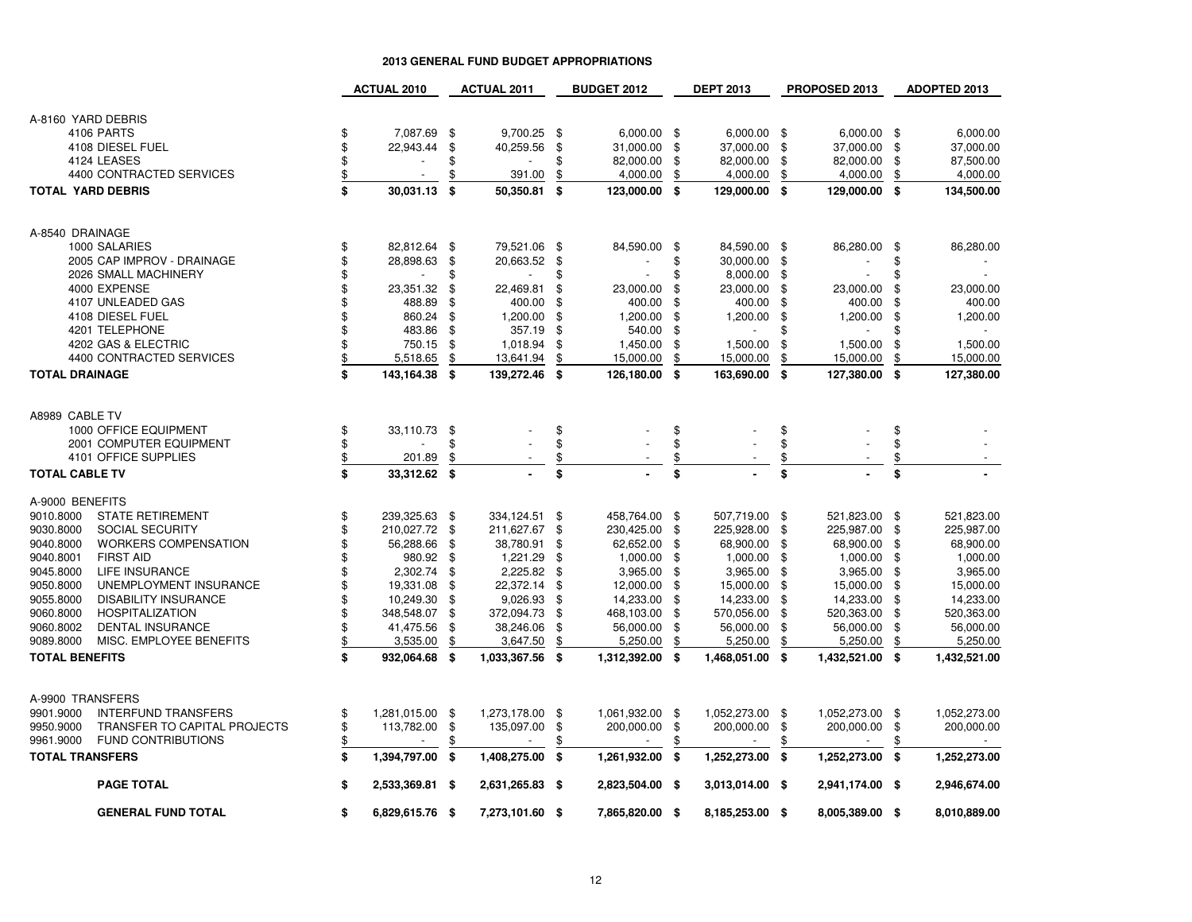# 2013 GENERAL FUND BUDGET APPROPRIATIONS

| | ACTUAL 2010 | ACTUAL 2011 | BUDGET 2012 | DEPT 2013 | PROPOSED 2013 | ADOPTED 2013 |
|---|---|---|---|---|---|---|
| **A-8160 YARD DEBRIS** | | | | | | |
| 4106 PARTS | $ 7,087.69 | $ 9,700.25 | $ 6,000.00 | $ 6,000.00 | $ 6,000.00 | $ 6,000.00 |
| 4108 DIESEL FUEL | $ 22,943.44 | $ 40,259.56 | $ 31,000.00 | $ 37,000.00 | $ 37,000.00 | $ 37,000.00 |
| 4124 LEASES | $ - | $ - | $ 82,000.00 | $ 82,000.00 | $ 82,000.00 | $ 87,500.00 |
| 4400 CONTRACTED SERVICES | $ - | $ 391.00 | $ 4,000.00 | $ 4,000.00 | $ 4,000.00 | $ 4,000.00 |
| **TOTAL YARD DEBRIS** | **$ 30,031.13** | **$ 50,350.81** | **$ 123,000.00** | **$ 129,000.00** | **$ 129,000.00** | **$ 134,500.00** |
| **A-8540 DRAINAGE** | | | | | | |
| 1000 SALARIES | $ 82,812.64 | $ 79,521.06 | $ 84,590.00 | $ 84,590.00 | $ 86,280.00 | $ 86,280.00 |
| 2005 CAP IMPROV - DRAINAGE | $ 28,898.63 | $ 20,663.52 | $ - | $ 30,000.00 | $ - | $ - |
| 2026 SMALL MACHINERY | $ - | $ - | $ - | $ 8,000.00 | $ - | $ - |
| 4000 EXPENSE | $ 23,351.32 | $ 22,469.81 | $ 23,000.00 | $ 23,000.00 | $ 23,000.00 | $ 23,000.00 |
| 4107 UNLEADED GAS | $ 488.89 | $ 400.00 | $ 400.00 | $ 400.00 | $ 400.00 | $ 400.00 |
| 4108 DIESEL FUEL | $ 860.24 | $ 1,200.00 | $ 1,200.00 | $ 1,200.00 | $ 1,200.00 | $ 1,200.00 |
| 4201 TELEPHONE | $ 483.86 | $ 357.19 | $ 540.00 | $ - | $ - | $ - |
| 4202 GAS & ELECTRIC | $ 750.15 | $ 1,018.94 | $ 1,450.00 | $ 1,500.00 | $ 1,500.00 | $ 1,500.00 |
| 4400 CONTRACTED SERVICES | $ 5,518.65 | $ 13,641.94 | $ 15,000.00 | $ 15,000.00 | $ 15,000.00 | $ 15,000.00 |
| **TOTAL DRAINAGE** | **$ 143,164.38** | **$ 139,272.46** | **$ 126,180.00** | **$ 163,690.00** | **$ 127,380.00** | **$ 127,380.00** |
| **A8989 CABLE TV** | | | | | | |
| 1000 OFFICE EQUIPMENT | $ 33,110.73 | $ - | $ - | $ - | $ - | $ - |
| 2001 COMPUTER EQUIPMENT | $ - | $ - | $ - | $ - | $ - | $ - |
| 4101 OFFICE SUPPLIES | $ 201.89 | $ - | $ - | $ - | $ - | $ - |
| **TOTAL CABLE TV** | **$ 33,312.62** | **$ -** | **$ -** | **$ -** | **$ -** | **$ -** |
| **A-9000 BENEFITS** | | | | | | |
| 9010.8000 STATE RETIREMENT | $ 239,325.63 | $ 334,124.51 | $ 458,764.00 | $ 507,719.00 | $ 521,823.00 | $ 521,823.00 |
| 9030.8000 SOCIAL SECURITY | $ 210,027.72 | $ 211,627.67 | $ 230,425.00 | $ 225,928.00 | $ 225,987.00 | $ 225,987.00 |
| 9040.8000 WORKERS COMPENSATION | $ 56,288.66 | $ 38,780.91 | $ 62,652.00 | $ 68,900.00 | $ 68,900.00 | $ 68,900.00 |
| 9040.8001 FIRST AID | $ 980.92 | $ 1,221.29 | $ 1,000.00 | $ 1,000.00 | $ 1,000.00 | $ 1,000.00 |
| 9045.8000 LIFE INSURANCE | $ 2,302.74 | $ 2,225.82 | $ 3,965.00 | $ 3,965.00 | $ 3,965.00 | $ 3,965.00 |
| 9050.8000 UNEMPLOYMENT INSURANCE | $ 19,331.08 | $ 22,372.14 | $ 12,000.00 | $ 15,000.00 | $ 15,000.00 | $ 15,000.00 |
| 9055.8000 DISABILITY INSURANCE | $ 10,249.30 | $ 9,026.93 | $ 14,233.00 | $ 14,233.00 | $ 14,233.00 | $ 14,233.00 |
| 9060.8000 HOSPITALIZATION | $ 348,548.07 | $ 372,094.73 | $ 468,103.00 | $ 570,056.00 | $ 520,363.00 | $ 520,363.00 |
| 9060.8002 DENTAL INSURANCE | $ 41,475.56 | $ 38,246.06 | $ 56,000.00 | $ 56,000.00 | $ 56,000.00 | $ 56,000.00 |
| 9089.8000 MISC. EMPLOYEE BENEFITS | $ 3,535.00 | $ 3,647.50 | $ 5,250.00 | $ 5,250.00 | $ 5,250.00 | $ 5,250.00 |
| **TOTAL BENEFITS** | **$ 932,064.68** | **$ 1,033,367.56** | **$ 1,312,392.00** | **$ 1,468,051.00** | **$ 1,432,521.00** | **$ 1,432,521.00** |
| **A-9900 TRANSFERS** | | | | | | |
| 9901.9000 INTERFUND TRANSFERS | $ 1,281,015.00 | $ 1,273,178.00 | $ 1,061,932.00 | $ 1,052,273.00 | $ 1,052,273.00 | $ 1,052,273.00 |
| 9950.9000 TRANSFER TO CAPITAL PROJECTS | $ 113,782.00 | $ 135,097.00 | $ 200,000.00 | $ 200,000.00 | $ 200,000.00 | $ 200,000.00 |
| 9961.9000 FUND CONTRIBUTIONS | $ - | $ - | $ - | $ - | $ - | $ - |
| **TOTAL TRANSFERS** | **$ 1,394,797.00** | **$ 1,408,275.00** | **$ 1,261,932.00** | **$ 1,252,273.00** | **$ 1,252,273.00** | **$ 1,252,273.00** |
| **PAGE TOTAL** | **$ 2,533,369.81** | **$ 2,631,265.83** | **$ 2,823,504.00** | **$ 3,013,014.00** | **$ 2,941,174.00** | **$ 2,946,674.00** |
| **GENERAL FUND TOTAL** | **$ 6,829,615.76** | **$ 7,273,101.60** | **$ 7,865,820.00** | **$ 8,185,253.00** | **$ 8,005,389.00** | **$ 8,010,889.00** |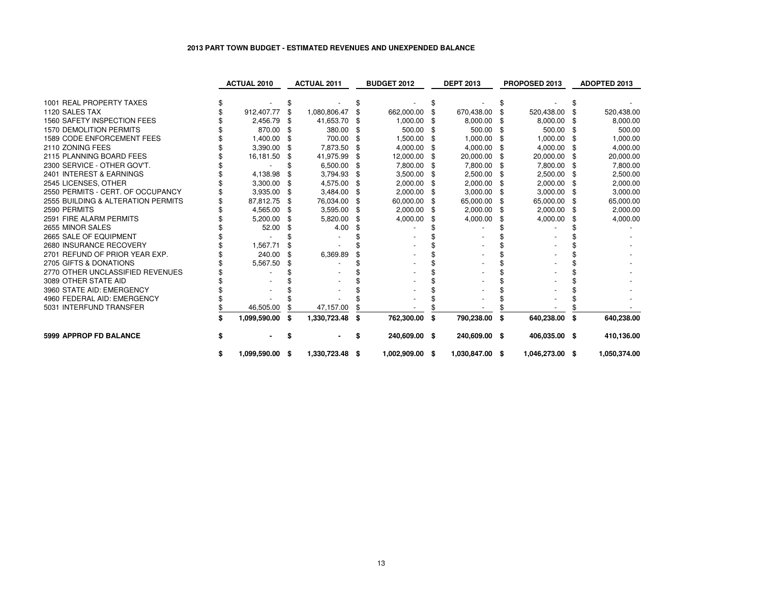## 2013 PART TOWN BUDGET - ESTIMATED REVENUES AND UNEXPENDED BALANCE

| | ACTUAL 2010 | ACTUAL 2011 | BUDGET 2012 | DEPT 2013 | PROPOSED 2013 | ADOPTED 2013 |
|---|---|---|---|---|---|---|
| 1001 REAL PROPERTY TAXES | $ - | $ - | $ - | $ - | $ - | $ - |
| 1120 SALES TAX | $ 912,407.77 | $ 1,080,806.47 | $ 662,000.00 | $ 670,438.00 | $ 520,438.00 | $ 520,438.00 |
| 1560 SAFETY INSPECTION FEES | $ 2,456.79 | $ 41,653.70 | $ 1,000.00 | $ 8,000.00 | $ 8,000.00 | $ 8,000.00 |
| 1570 DEMOLITION PERMITS | $ 870.00 | $ 380.00 | $ 500.00 | $ 500.00 | $ 500.00 | $ 500.00 |
| 1589 CODE ENFORCEMENT FEES | $ 1,400.00 | $ 700.00 | $ 1,500.00 | $ 1,000.00 | $ 1,000.00 | $ 1,000.00 |
| 2110 ZONING FEES | $ 3,390.00 | $ 7,873.50 | $ 4,000.00 | $ 4,000.00 | $ 4,000.00 | $ 4,000.00 |
| 2115 PLANNING BOARD FEES | $ 16,181.50 | $ 41,975.99 | $ 12,000.00 | $ 20,000.00 | $ 20,000.00 | $ 20,000.00 |
| 2300 SERVICE - OTHER GOV'T. | $ - | $ 6,500.00 | $ 7,800.00 | $ 7,800.00 | $ 7,800.00 | $ 7,800.00 |
| 2401 INTEREST & EARNINGS | $ 4,138.98 | $ 3,794.93 | $ 3,500.00 | $ 2,500.00 | $ 2,500.00 | $ 2,500.00 |
| 2545 LICENSES, OTHER | $ 3,300.00 | $ 4,575.00 | $ 2,000.00 | $ 2,000.00 | $ 2,000.00 | $ 2,000.00 |
| 2550 PERMITS - CERT. OF OCCUPANCY | $ 3,935.00 | $ 3,484.00 | $ 2,000.00 | $ 3,000.00 | $ 3,000.00 | $ 3,000.00 |
| 2555 BUILDING & ALTERATION PERMITS | $ 87,812.75 | $ 76,034.00 | $ 60,000.00 | $ 65,000.00 | $ 65,000.00 | $ 65,000.00 |
| 2590 PERMITS | $ 4,565.00 | $ 3,595.00 | $ 2,000.00 | $ 2,000.00 | $ 2,000.00 | $ 2,000.00 |
| 2591 FIRE ALARM PERMITS | $ 5,200.00 | $ 5,820.00 | $ 4,000.00 | $ 4,000.00 | $ 4,000.00 | $ 4,000.00 |
| 2655 MINOR SALES | $ 52.00 | $ 4.00 | $ - | $ - | $ - | $ - |
| 2665 SALE OF EQUIPMENT | $ - | $ - | $ - | $ - | $ - | $ - |
| 2680 INSURANCE RECOVERY | $ 1,567.71 | $ - | $ - | $ - | $ - | $ - |
| 2701 REFUND OF PRIOR YEAR EXP. | $ 240.00 | $ 6,369.89 | $ - | $ - | $ - | $ - |
| 2705 GIFTS & DONATIONS | $ 5,567.50 | $ - | $ - | $ - | $ - | $ - |
| 2770 OTHER UNCLASSIFIED REVENUES | $ - | $ - | $ - | $ - | $ - | $ - |
| 3089 OTHER STATE AID | $ - | $ - | $ - | $ - | $ - | $ - |
| 3960 STATE AID: EMERGENCY | $ - | $ - | $ - | $ - | $ - | $ - |
| 4960 FEDERAL AID: EMERGENCY | $ - | $ - | $ - | $ - | $ - | $ - |
| 5031 INTERFUND TRANSFER | $ 46,505.00 | $ 47,157.00 | $ - | $ - | $ - | $ - |
| | **$ 1,099,590.00** | **$ 1,330,723.48** | **$ 762,300.00** | **$ 790,238.00** | **$ 640,238.00** | **$ 640,238.00** |
| **5999 APPROP FD BALANCE** | **$ -** | **$ -** | **$ 240,609.00** | **$ 240,609.00** | **$ 406,035.00** | **$ 410,136.00** |
| | **$ 1,099,590.00** | **$ 1,330,723.48** | **$ 1,002,909.00** | **$ 1,030,847.00** | **$ 1,046,273.00** | **$ 1,050,374.00** |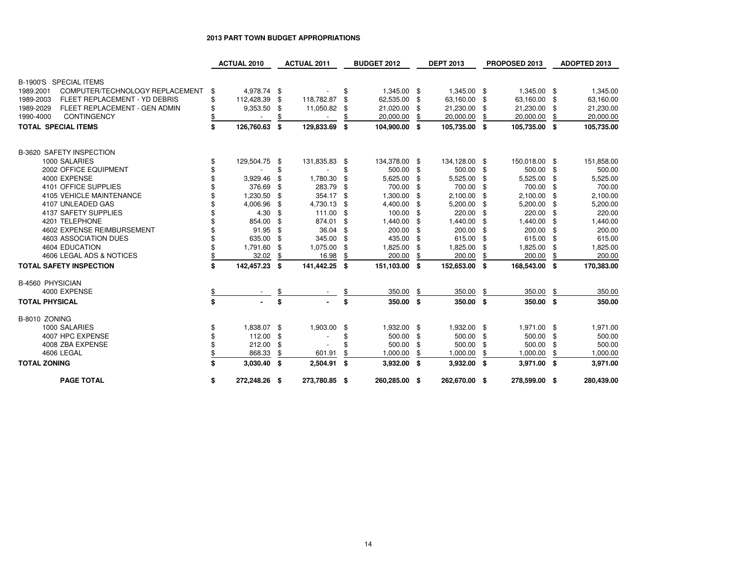**2013 PART TOWN BUDGET APPROPRIATIONS**

| | ACTUAL 2010 | ACTUAL 2011 | BUDGET 2012 | DEPT 2013 | PROPOSED 2013 | ADOPTED 2013 |
|---|---|---|---|---|---|---|
| B-1900'S SPECIAL ITEMS | | | | | | |
| 1989.2001 COMPUTER/TECHNOLOGY REPLACEMENT | $ 4,978.74 | $ - | $ 1,345.00 | $ 1,345.00 | $ 1,345.00 | $ 1,345.00 |
| 1989-2003 FLEET REPLACEMENT - YD DEBRIS | $ 112,428.39 | $ 118,782.87 | $ 62,535.00 | $ 63,160.00 | $ 63,160.00 | $ 63,160.00 |
| 1989-2029 FLEET REPLACEMENT - GEN ADMIN | $ 9,353.50 | $ 11,050.82 | $ 21,020.00 | $ 21,230.00 | $ 21,230.00 | $ 21,230.00 |
| 1990-4000 CONTINGENCY | $ - | $ - | $ 20,000.00 | $ 20,000.00 | $ 20,000.00 | $ 20,000.00 |
| **TOTAL SPECIAL ITEMS** | **$ 126,760.63** | **$ 129,833.69** | **$ 104,900.00** | **$ 105,735.00** | **$ 105,735.00** | **$ 105,735.00** |
| B-3620 SAFETY INSPECTION | | | | | | |
| 1000 SALARIES | $ 129,504.75 | $ 131,835.83 | $ 134,378.00 | $ 134,128.00 | $ 150,018.00 | $ 151,858.00 |
| 2002 OFFICE EQUIPMENT | $ - | $ - | $ 500.00 | $ 500.00 | $ 500.00 | $ 500.00 |
| 4000 EXPENSE | $ 3,929.46 | $ 1,780.30 | $ 5,625.00 | $ 5,525.00 | $ 5,525.00 | $ 5,525.00 |
| 4101 OFFICE SUPPLIES | $ 376.69 | $ 283.79 | $ 700.00 | $ 700.00 | $ 700.00 | $ 700.00 |
| 4105 VEHICLE MAINTENANCE | $ 1,230.50 | $ 354.17 | $ 1,300.00 | $ 2,100.00 | $ 2,100.00 | $ 2,100.00 |
| 4107 UNLEADED GAS | $ 4,006.96 | $ 4,730.13 | $ 4,400.00 | $ 5,200.00 | $ 5,200.00 | $ 5,200.00 |
| 4137 SAFETY SUPPLIES | $ 4.30 | $ 111.00 | $ 100.00 | $ 220.00 | $ 220.00 | $ 220.00 |
| 4201 TELEPHONE | $ 854.00 | $ 874.01 | $ 1,440.00 | $ 1,440.00 | $ 1,440.00 | $ 1,440.00 |
| 4602 EXPENSE REIMBURSEMENT | $ 91.95 | $ 36.04 | $ 200.00 | $ 200.00 | $ 200.00 | $ 200.00 |
| 4603 ASSOCIATION DUES | $ 635.00 | $ 345.00 | $ 435.00 | $ 615.00 | $ 615.00 | $ 615.00 |
| 4604 EDUCATION | $ 1,791.60 | $ 1,075.00 | $ 1,825.00 | $ 1,825.00 | $ 1,825.00 | $ 1,825.00 |
| 4606 LEGAL ADS & NOTICES | $ 32.02 | $ 16.98 | $ 200.00 | $ 200.00 | $ 200.00 | $ 200.00 |
| **TOTAL SAFETY INSPECTION** | **$ 142,457.23** | **$ 141,442.25** | **$ 151,103.00** | **$ 152,653.00** | **$ 168,543.00** | **$ 170,383.00** |
| B-4560 PHYSICIAN | | | | | | |
| 4000 EXPENSE | $ - | $ - | $ 350.00 | $ 350.00 | $ 350.00 | $ 350.00 |
| **TOTAL PHYSICAL** | **$ -** | **$ -** | **$ 350.00** | **$ 350.00** | **$ 350.00** | **$ 350.00** |
| B-8010 ZONING | | | | | | |
| 1000 SALARIES | $ 1,838.07 | $ 1,903.00 | $ 1,932.00 | $ 1,932.00 | $ 1,971.00 | $ 1,971.00 |
| 4007 HPC EXPENSE | $ 112.00 | $ - | $ 500.00 | $ 500.00 | $ 500.00 | $ 500.00 |
| 4008 ZBA EXPENSE | $ 212.00 | $ - | $ 500.00 | $ 500.00 | $ 500.00 | $ 500.00 |
| 4606 LEGAL | $ 868.33 | $ 601.91 | $ 1,000.00 | $ 1,000.00 | $ 1,000.00 | $ 1,000.00 |
| **TOTAL ZONING** | **$ 3,030.40** | **$ 2,504.91** | **$ 3,932.00** | **$ 3,932.00** | **$ 3,971.00** | **$ 3,971.00** |
| **PAGE TOTAL** | **$ 272,248.26** | **$ 273,780.85** | **$ 260,285.00** | **$ 262,670.00** | **$ 278,599.00** | **$ 280,439.00** |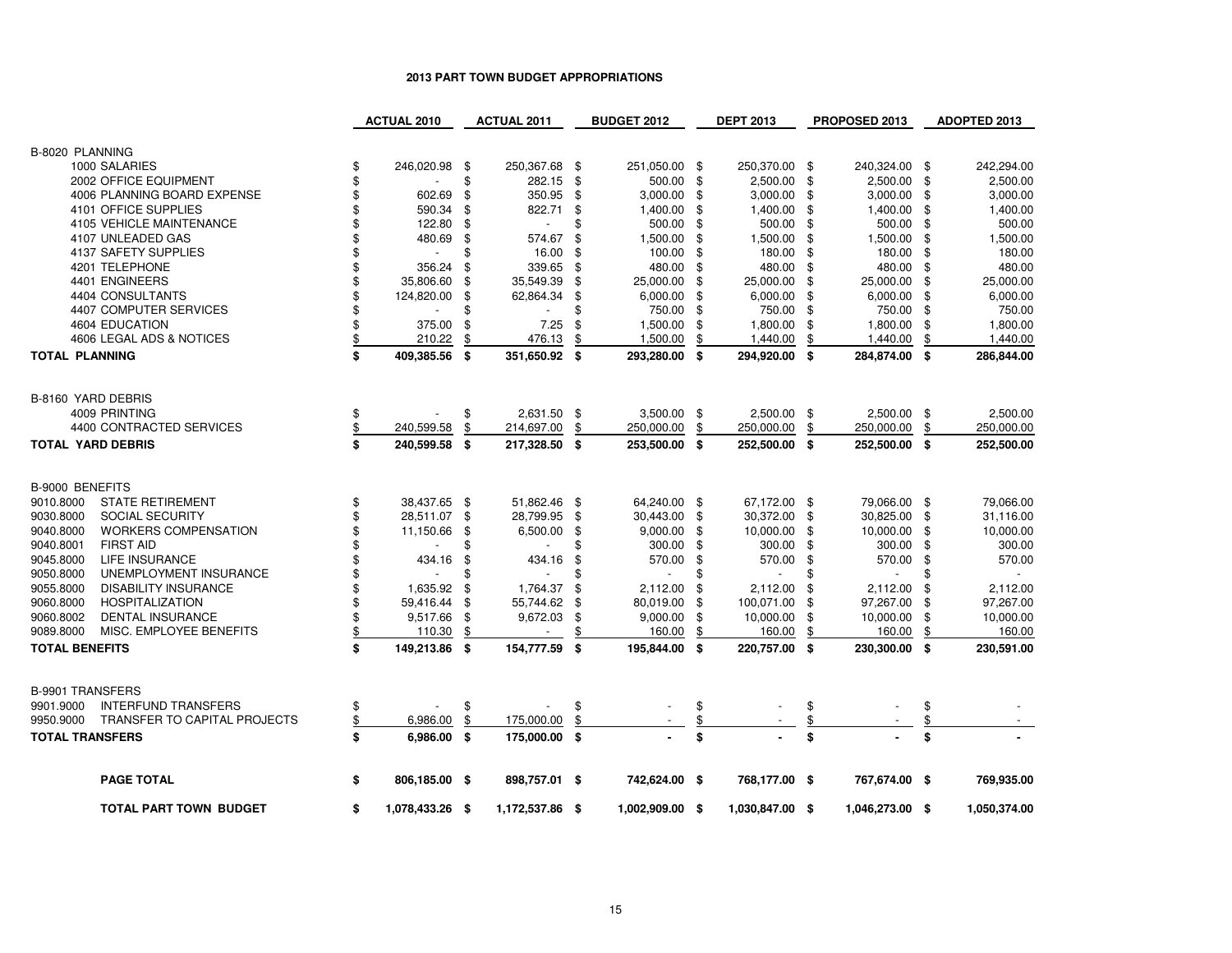## 2013 PART TOWN BUDGET APPROPRIATIONS

| | ACTUAL 2010 | ACTUAL 2011 | BUDGET 2012 | DEPT 2013 | PROPOSED 2013 | ADOPTED 2013 |
|---|---|---|---|---|---|---|
| **B-8020 PLANNING** | | | | | | |
| 1000 SALARIES | $ 246,020.98 | $ 250,367.68 | $ 251,050.00 | $ 250,370.00 | $ 240,324.00 | $ 242,294.00 |
| 2002 OFFICE EQUIPMENT | $ - | $ 282.15 | $ 500.00 | $ 2,500.00 | $ 2,500.00 | $ 2,500.00 |
| 4006 PLANNING BOARD EXPENSE | $ 602.69 | $ 350.95 | $ 3,000.00 | $ 3,000.00 | $ 3,000.00 | $ 3,000.00 |
| 4101 OFFICE SUPPLIES | $ 590.34 | $ 822.71 | $ 1,400.00 | $ 1,400.00 | $ 1,400.00 | $ 1,400.00 |
| 4105 VEHICLE MAINTENANCE | $ 122.80 | $ - | $ 500.00 | $ 500.00 | $ 500.00 | $ 500.00 |
| 4107 UNLEADED GAS | $ 480.69 | $ 574.67 | $ 1,500.00 | $ 1,500.00 | $ 1,500.00 | $ 1,500.00 |
| 4137 SAFETY SUPPLIES | $ - | $ 16.00 | $ 100.00 | $ 180.00 | $ 180.00 | $ 180.00 |
| 4201 TELEPHONE | $ 356.24 | $ 339.65 | $ 480.00 | $ 480.00 | $ 480.00 | $ 480.00 |
| 4401 ENGINEERS | $ 35,806.60 | $ 35,549.39 | $ 25,000.00 | $ 25,000.00 | $ 25,000.00 | $ 25,000.00 |
| 4404 CONSULTANTS | $ 124,820.00 | $ 62,864.34 | $ 6,000.00 | $ 6,000.00 | $ 6,000.00 | $ 6,000.00 |
| 4407 COMPUTER SERVICES | $ - | $ - | $ 750.00 | $ 750.00 | $ 750.00 | $ 750.00 |
| 4604 EDUCATION | $ 375.00 | $ 7.25 | $ 1,500.00 | $ 1,800.00 | $ 1,800.00 | $ 1,800.00 |
| 4606 LEGAL ADS & NOTICES | $ 210.22 | $ 476.13 | $ 1,500.00 | $ 1,440.00 | $ 1,440.00 | $ 1,440.00 |
| **TOTAL PLANNING** | **$ 409,385.56** | **$ 351,650.92** | **$ 293,280.00** | **$ 294,920.00** | **$ 284,874.00** | **$ 286,844.00** |
| **B-8160 YARD DEBRIS** | | | | | | |
| 4009 PRINTING | $ - | $ 2,631.50 | $ 3,500.00 | $ 2,500.00 | $ 2,500.00 | $ 2,500.00 |
| 4400 CONTRACTED SERVICES | $ 240,599.58 | $ 214,697.00 | $ 250,000.00 | $ 250,000.00 | $ 250,000.00 | $ 250,000.00 |
| **TOTAL YARD DEBRIS** | **$ 240,599.58** | **$ 217,328.50** | **$ 253,500.00** | **$ 252,500.00** | **$ 252,500.00** | **$ 252,500.00** |
| **B-9000 BENEFITS** | | | | | | |
| 9010.8000 STATE RETIREMENT | $ 38,437.65 | $ 51,862.46 | $ 64,240.00 | $ 67,172.00 | $ 79,066.00 | $ 79,066.00 |
| 9030.8000 SOCIAL SECURITY | $ 28,511.07 | $ 28,799.95 | $ 30,443.00 | $ 30,372.00 | $ 30,825.00 | $ 31,116.00 |
| 9040.8000 WORKERS COMPENSATION | $ 11,150.66 | $ 6,500.00 | $ 9,000.00 | $ 10,000.00 | $ 10,000.00 | $ 10,000.00 |
| 9040.8001 FIRST AID | $ - | $ - | $ 300.00 | $ 300.00 | $ 300.00 | $ 300.00 |
| 9045.8000 LIFE INSURANCE | $ 434.16 | $ 434.16 | $ 570.00 | $ 570.00 | $ 570.00 | $ 570.00 |
| 9050.8000 UNEMPLOYMENT INSURANCE | $ - | $ - | $ - | $ - | $ - | $ - |
| 9055.8000 DISABILITY INSURANCE | $ 1,635.92 | $ 1,764.37 | $ 2,112.00 | $ 2,112.00 | $ 2,112.00 | $ 2,112.00 |
| 9060.8000 HOSPITALIZATION | $ 59,416.44 | $ 55,744.62 | $ 80,019.00 | $ 100,071.00 | $ 97,267.00 | $ 97,267.00 |
| 9060.8002 DENTAL INSURANCE | $ 9,517.66 | $ 9,672.03 | $ 9,000.00 | $ 10,000.00 | $ 10,000.00 | $ 10,000.00 |
| 9089.8000 MISC. EMPLOYEE BENEFITS | $ 110.30 | $ - | $ 160.00 | $ 160.00 | $ 160.00 | $ 160.00 |
| **TOTAL BENEFITS** | **$ 149,213.86** | **$ 154,777.59** | **$ 195,844.00** | **$ 220,757.00** | **$ 230,300.00** | **$ 230,591.00** |
| **B-9901 TRANSFERS** | | | | | | |
| 9901.9000 INTERFUND TRANSFERS | $ - | $ - | $ - | $ - | $ - | $ - |
| 9950.9000 TRANSFER TO CAPITAL PROJECTS | $ 6,986.00 | $ 175,000.00 | $ - | $ - | $ - | $ - |
| **TOTAL TRANSFERS** | **$ 6,986.00** | **$ 175,000.00** | **$ -** | **$ -** | **$ -** | **$ -** |
| **PAGE TOTAL** | **$ 806,185.00** | **$ 898,757.01** | **$ 742,624.00** | **$ 768,177.00** | **$ 767,674.00** | **$ 769,935.00** |
| **TOTAL PART TOWN BUDGET** | **$ 1,078,433.26** | **$ 1,172,537.86** | **$ 1,002,909.00** | **$ 1,030,847.00** | **$ 1,046,273.00** | **$ 1,050,374.00** |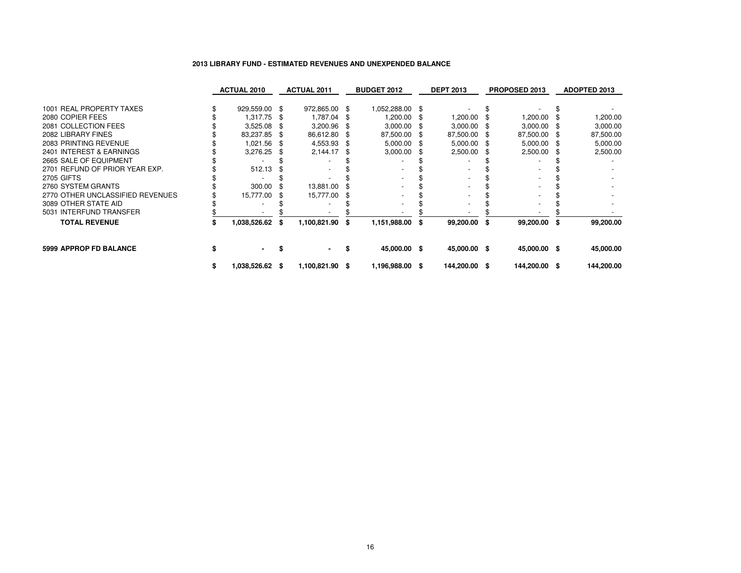**2013 LIBRARY FUND - ESTIMATED REVENUES AND UNEXPENDED BALANCE**

| | ACTUAL 2010 | ACTUAL 2011 | BUDGET 2012 | DEPT 2013 | PROPOSED 2013 | ADOPTED 2013 |
|---|---|---|---|---|---|---|
| 1001 REAL PROPERTY TAXES | $ 929,559.00 | $ 972,865.00 | $ 1,052,288.00 | $ - | $ - | $ - |
| 2080 COPIER FEES | $ 1,317.75 | $ 1,787.04 | $ 1,200.00 | $ 1,200.00 | $ 1,200.00 | $ 1,200.00 |
| 2081 COLLECTION FEES | $ 3,525.08 | $ 3,200.96 | $ 3,000.00 | $ 3,000.00 | $ 3,000.00 | $ 3,000.00 |
| 2082 LIBRARY FINES | $ 83,237.85 | $ 86,612.80 | $ 87,500.00 | $ 87,500.00 | $ 87,500.00 | $ 87,500.00 |
| 2083 PRINTING REVENUE | $ 1,021.56 | $ 4,553.93 | $ 5,000.00 | $ 5,000.00 | $ 5,000.00 | $ 5,000.00 |
| 2401 INTEREST & EARNINGS | $ 3,276.25 | $ 2,144.17 | $ 3,000.00 | $ 2,500.00 | $ 2,500.00 | $ 2,500.00 |
| 2665 SALE OF EQUIPMENT | $ - | $ - | $ - | $ - | $ - | $ - |
| 2701 REFUND OF PRIOR YEAR EXP. | $ 512.13 | $ - | $ - | $ - | $ - | $ - |
| 2705 GIFTS | $ - | $ - | $ - | $ - | $ - | $ - |
| 2760 SYSTEM GRANTS | $ 300.00 | $ 13,881.00 | $ - | $ - | $ - | $ - |
| 2770 OTHER UNCLASSIFIED REVENUES | $ 15,777.00 | $ 15,777.00 | $ - | $ - | $ - | $ - |
| 3089 OTHER STATE AID | $ - | $ - | $ - | $ - | $ - | $ - |
| 5031 INTERFUND TRANSFER | $ - | $ - | $ - | $ - | $ - | $ - |
| **TOTAL REVENUE** | **$ 1,038,526.62** | **$ 1,100,821.90** | **$ 1,151,988.00** | **$ 99,200.00** | **$ 99,200.00** | **$ 99,200.00** |
| | | | | | | |
| **5999 APPROP FD BALANCE** | **$ -** | **$ -** | **$ 45,000.00** | **$ 45,000.00** | **$ 45,000.00** | **$ 45,000.00** |
| | **$ 1,038,526.62** | **$ 1,100,821.90** | **$ 1,196,988.00** | **$ 144,200.00** | **$ 144,200.00** | **$ 144,200.00** |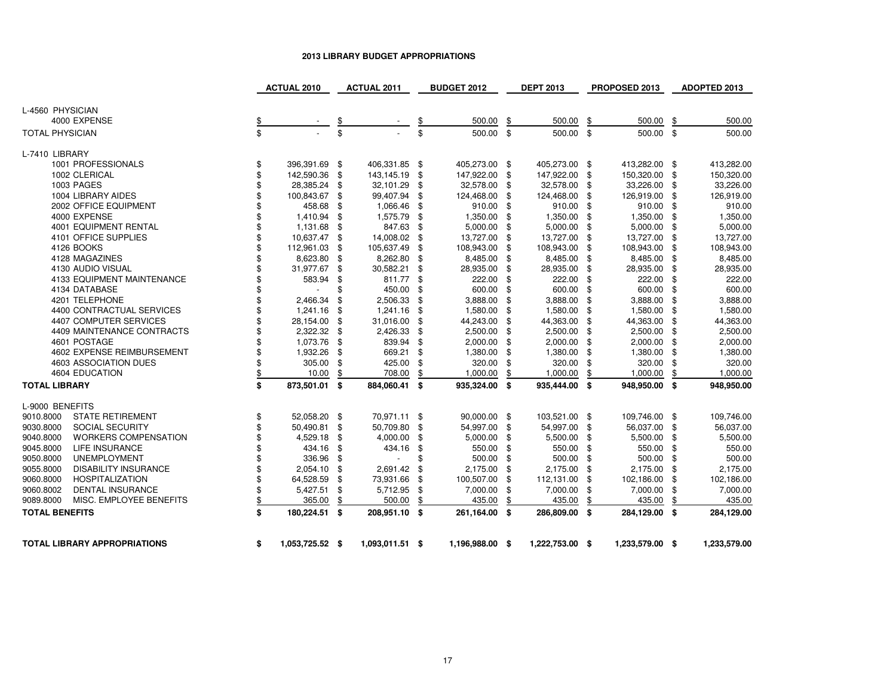# 2013 LIBRARY BUDGET APPROPRIATIONS

| | ACTUAL 2010 | ACTUAL 2011 | BUDGET 2012 | DEPT 2013 | PROPOSED 2013 | ADOPTED 2013 |
|---|---|---|---|---|---|---|
| L-4560 PHYSICIAN | | | | | | |
| 4000 EXPENSE | $ - | $ - | $ 500.00 | $ 500.00 | $ 500.00 | $ 500.00 |
| TOTAL PHYSICIAN | $ - | $ - | $ 500.00 | $ 500.00 | $ 500.00 | $ 500.00 |
| L-7410 LIBRARY | | | | | | |
| 1001 PROFESSIONALS | $ 396,391.69 | $ 406,331.85 | $ 405,273.00 | $ 405,273.00 | $ 413,282.00 | $ 413,282.00 |
| 1002 CLERICAL | $ 142,590.36 | $ 143,145.19 | $ 147,922.00 | $ 147,922.00 | $ 150,320.00 | $ 150,320.00 |
| 1003 PAGES | $ 28,385.24 | $ 32,101.29 | $ 32,578.00 | $ 32,578.00 | $ 33,226.00 | $ 33,226.00 |
| 1004 LIBRARY AIDES | $ 100,843.67 | $ 99,407.94 | $ 124,468.00 | $ 124,468.00 | $ 126,919.00 | $ 126,919.00 |
| 2002 OFFICE EQUIPMENT | $ 458.68 | $ 1,066.46 | $ 910.00 | $ 910.00 | $ 910.00 | $ 910.00 |
| 4000 EXPENSE | $ 1,410.94 | $ 1,575.79 | $ 1,350.00 | $ 1,350.00 | $ 1,350.00 | $ 1,350.00 |
| 4001 EQUIPMENT RENTAL | $ 1,131.68 | $ 847.63 | $ 5,000.00 | $ 5,000.00 | $ 5,000.00 | $ 5,000.00 |
| 4101 OFFICE SUPPLIES | $ 10,637.47 | $ 14,008.02 | $ 13,727.00 | $ 13,727.00 | $ 13,727.00 | $ 13,727.00 |
| 4126 BOOKS | $ 112,961.03 | $ 105,637.49 | $ 108,943.00 | $ 108,943.00 | $ 108,943.00 | $ 108,943.00 |
| 4128 MAGAZINES | $ 8,623.80 | $ 8,262.80 | $ 8,485.00 | $ 8,485.00 | $ 8,485.00 | $ 8,485.00 |
| 4130 AUDIO VISUAL | $ 31,977.67 | $ 30,582.21 | $ 28,935.00 | $ 28,935.00 | $ 28,935.00 | $ 28,935.00 |
| 4133 EQUIPMENT MAINTENANCE | $ 583.94 | $ 811.77 | $ 222.00 | $ 222.00 | $ 222.00 | $ 222.00 |
| 4134 DATABASE | $ - | $ 450.00 | $ 600.00 | $ 600.00 | $ 600.00 | $ 600.00 |
| 4201 TELEPHONE | $ 2,466.34 | $ 2,506.33 | $ 3,888.00 | $ 3,888.00 | $ 3,888.00 | $ 3,888.00 |
| 4400 CONTRACTUAL SERVICES | $ 1,241.16 | $ 1,241.16 | $ 1,580.00 | $ 1,580.00 | $ 1,580.00 | $ 1,580.00 |
| 4407 COMPUTER SERVICES | $ 28,154.00 | $ 31,016.00 | $ 44,243.00 | $ 44,363.00 | $ 44,363.00 | $ 44,363.00 |
| 4409 MAINTENANCE CONTRACTS | $ 2,322.32 | $ 2,426.33 | $ 2,500.00 | $ 2,500.00 | $ 2,500.00 | $ 2,500.00 |
| 4601 POSTAGE | $ 1,073.76 | $ 839.94 | $ 2,000.00 | $ 2,000.00 | $ 2,000.00 | $ 2,000.00 |
| 4602 EXPENSE REIMBURSEMENT | $ 1,932.26 | $ 669.21 | $ 1,380.00 | $ 1,380.00 | $ 1,380.00 | $ 1,380.00 |
| 4603 ASSOCIATION DUES | $ 305.00 | $ 425.00 | $ 320.00 | $ 320.00 | $ 320.00 | $ 320.00 |
| 4604 EDUCATION | $ 10.00 | $ 708.00 | $ 1,000.00 | $ 1,000.00 | $ 1,000.00 | $ 1,000.00 |
| **TOTAL LIBRARY** | **$ 873,501.01** | **$ 884,060.41** | **$ 935,324.00** | **$ 935,444.00** | **$ 948,950.00** | **$ 948,950.00** |
| L-9000 BENEFITS | | | | | | |
| 9010.8000 STATE RETIREMENT | $ 52,058.20 | $ 70,971.11 | $ 90,000.00 | $ 103,521.00 | $ 109,746.00 | $ 109,746.00 |
| 9030.8000 SOCIAL SECURITY | $ 50,490.81 | $ 50,709.80 | $ 54,997.00 | $ 54,997.00 | $ 56,037.00 | $ 56,037.00 |
| 9040.8000 WORKERS COMPENSATION | $ 4,529.18 | $ 4,000.00 | $ 5,000.00 | $ 5,500.00 | $ 5,500.00 | $ 5,500.00 |
| 9045.8000 LIFE INSURANCE | $ 434.16 | $ 434.16 | $ 550.00 | $ 550.00 | $ 550.00 | $ 550.00 |
| 9050.8000 UNEMPLOYMENT | $ 336.96 | $ - | $ 500.00 | $ 500.00 | $ 500.00 | $ 500.00 |
| 9055.8000 DISABILITY INSURANCE | $ 2,054.10 | $ 2,691.42 | $ 2,175.00 | $ 2,175.00 | $ 2,175.00 | $ 2,175.00 |
| 9060.8000 HOSPITALIZATION | $ 64,528.59 | $ 73,931.66 | $ 100,507.00 | $ 112,131.00 | $ 102,186.00 | $ 102,186.00 |
| 9060.8002 DENTAL INSURANCE | $ 5,427.51 | $ 5,712.95 | $ 7,000.00 | $ 7,000.00 | $ 7,000.00 | $ 7,000.00 |
| 9089.8000 MISC. EMPLOYEE BENEFITS | $ 365.00 | $ 500.00 | $ 435.00 | $ 435.00 | $ 435.00 | $ 435.00 |
| **TOTAL BENEFITS** | **$ 180,224.51** | **$ 208,951.10** | **$ 261,164.00** | **$ 286,809.00** | **$ 284,129.00** | **$ 284,129.00** |
| **TOTAL LIBRARY APPROPRIATIONS** | **$ 1,053,725.52** | **$ 1,093,011.51** | **$ 1,196,988.00** | **$ 1,222,753.00** | **$ 1,233,579.00** | **$ 1,233,579.00** |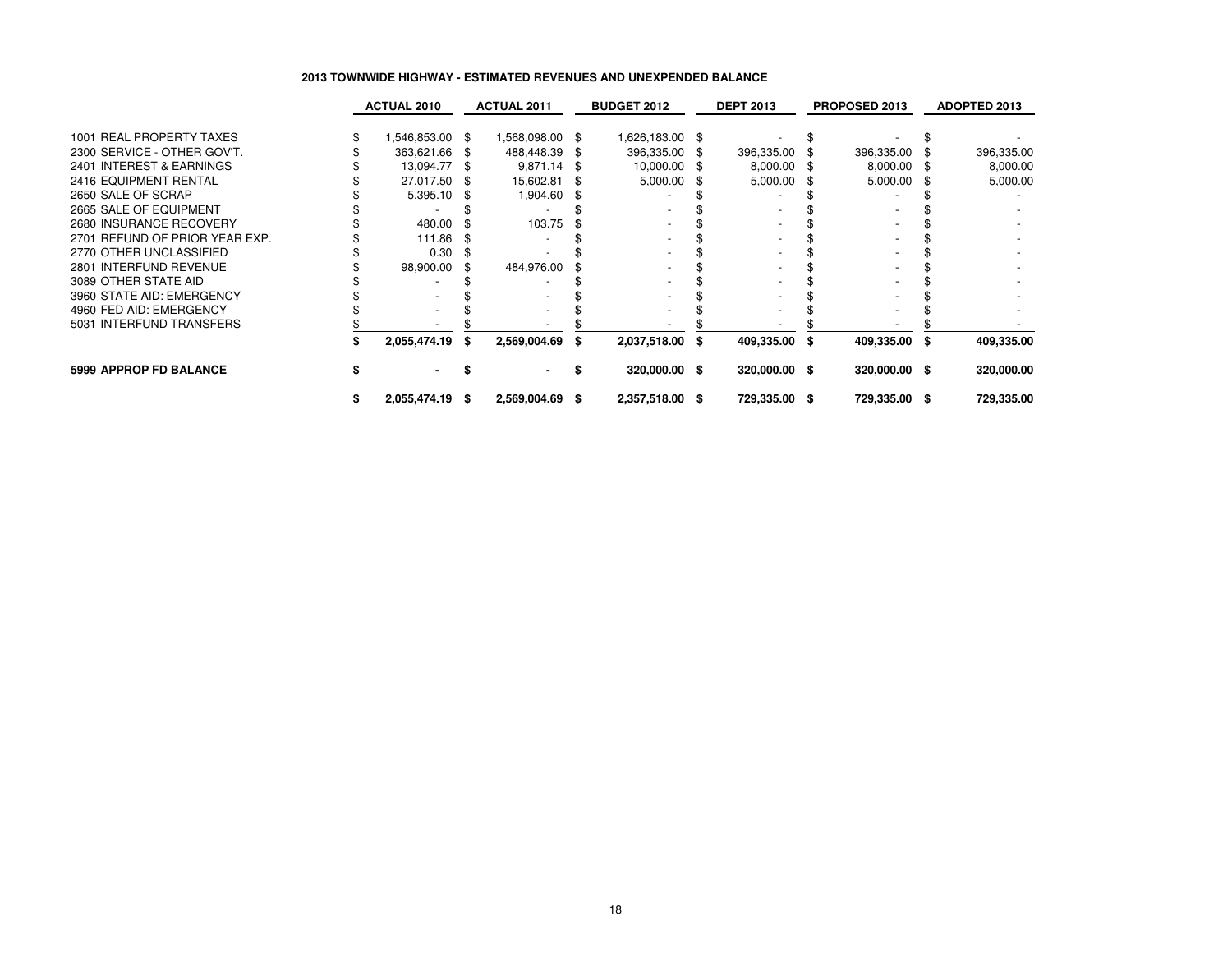# 2013 TOWNWIDE HIGHWAY - ESTIMATED REVENUES AND UNEXPENDED BALANCE

| | ACTUAL 2010 | ACTUAL 2011 | BUDGET 2012 | DEPT 2013 | PROPOSED 2013 | ADOPTED 2013 |
|---|---|---|---|---|---|---|
| 1001 REAL PROPERTY TAXES | $ 1,546,853.00 | $ 1,568,098.00 | $ 1,626,183.00 | $ - | $ - | $ - |
| 2300 SERVICE - OTHER GOV'T. | $ 363,621.66 | $ 488,448.39 | $ 396,335.00 | $ 396,335.00 | $ 396,335.00 | $ 396,335.00 |
| 2401 INTEREST & EARNINGS | $ 13,094.77 | $ 9,871.14 | $ 10,000.00 | $ 8,000.00 | $ 8,000.00 | $ 8,000.00 |
| 2416 EQUIPMENT RENTAL | $ 27,017.50 | $ 15,602.81 | $ 5,000.00 | $ 5,000.00 | $ 5,000.00 | $ 5,000.00 |
| 2650 SALE OF SCRAP | $ 5,395.10 | $ 1,904.60 | $ - | $ - | $ - | $ - |
| 2665 SALE OF EQUIPMENT | $ - | $ - | $ - | $ - | $ - | $ - |
| 2680 INSURANCE RECOVERY | $ 480.00 | $ 103.75 | $ - | $ - | $ - | $ - |
| 2701 REFUND OF PRIOR YEAR EXP. | $ 111.86 | $ - | $ - | $ - | $ - | $ - |
| 2770 OTHER UNCLASSIFIED | $ 0.30 | $ - | $ - | $ - | $ - | $ - |
| 2801 INTERFUND REVENUE | $ 98,900.00 | $ 484,976.00 | $ - | $ - | $ - | $ - |
| 3089 OTHER STATE AID | $ - | $ - | $ - | $ - | $ - | $ - |
| 3960 STATE AID: EMERGENCY | $ - | $ - | $ - | $ - | $ - | $ - |
| 4960 FED AID: EMERGENCY | $ - | $ - | $ - | $ - | $ - | $ - |
| 5031 INTERFUND TRANSFERS | $ - | $ - | $ - | $ - | $ - | $ - |
| | **$ 2,055,474.19** | **$ 2,569,004.69** | **$ 2,037,518.00** | **$ 409,335.00** | **$ 409,335.00** | **$ 409,335.00** |
| **5999 APPROP FD BALANCE** | **$ -** | **$ -** | **$ 320,000.00** | **$ 320,000.00** | **$ 320,000.00** | **$ 320,000.00** |
| | **$ 2,055,474.19** | **$ 2,569,004.69** | **$ 2,357,518.00** | **$ 729,335.00** | **$ 729,335.00** | **$ 729,335.00** |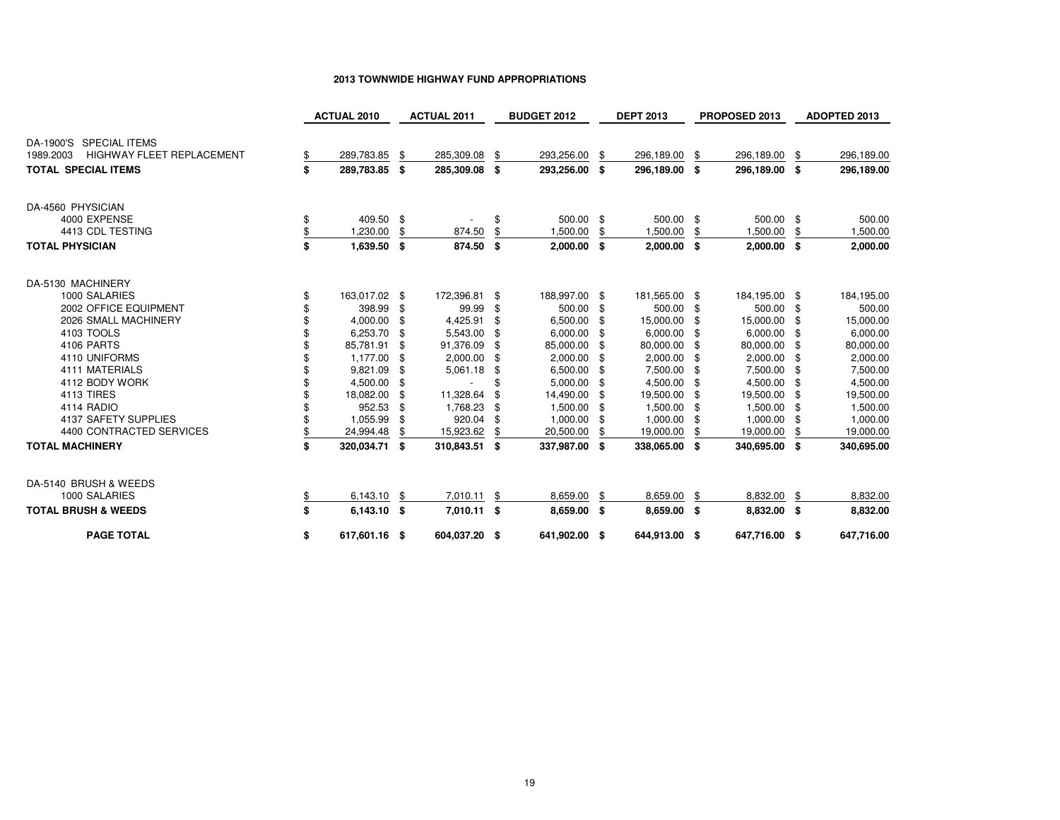**2013 TOWNWIDE HIGHWAY FUND APPROPRIATIONS**

| | ACTUAL 2010 | ACTUAL 2011 | BUDGET 2012 | DEPT 2013 | PROPOSED 2013 | ADOPTED 2013 |
|---|---|---|---|---|---|---|
| DA-1900'S SPECIAL ITEMS | | | | | | |
| 1989.2003 HIGHWAY FLEET REPLACEMENT | $ 289,783.85 | $ 285,309.08 | $ 293,256.00 | $ 296,189.00 | $ 296,189.00 | $ 296,189.00 |
| **TOTAL SPECIAL ITEMS** | **$ 289,783.85** | **$ 285,309.08** | **$ 293,256.00** | **$ 296,189.00** | **$ 296,189.00** | **$ 296,189.00** |
| | | | | | | |
| DA-4560 PHYSICIAN | | | | | | |
| 4000 EXPENSE | $ 409.50 | $ - | $ 500.00 | $ 500.00 | $ 500.00 | $ 500.00 |
| 4413 CDL TESTING | $ 1,230.00 | $ 874.50 | $ 1,500.00 | $ 1,500.00 | $ 1,500.00 | $ 1,500.00 |
| **TOTAL PHYSICIAN** | **$ 1,639.50** | **$ 874.50** | **$ 2,000.00** | **$ 2,000.00** | **$ 2,000.00** | **$ 2,000.00** |
| | | | | | | |
| DA-5130 MACHINERY | | | | | | |
| 1000 SALARIES | $ 163,017.02 | $ 172,396.81 | $ 188,997.00 | $ 181,565.00 | $ 184,195.00 | $ 184,195.00 |
| 2002 OFFICE EQUIPMENT | $ 398.99 | $ 99.99 | $ 500.00 | $ 500.00 | $ 500.00 | $ 500.00 |
| 2026 SMALL MACHINERY | $ 4,000.00 | $ 4,425.91 | $ 6,500.00 | $ 15,000.00 | $ 15,000.00 | $ 15,000.00 |
| 4103 TOOLS | $ 6,253.70 | $ 5,543.00 | $ 6,000.00 | $ 6,000.00 | $ 6,000.00 | $ 6,000.00 |
| 4106 PARTS | $ 85,781.91 | $ 91,376.09 | $ 85,000.00 | $ 80,000.00 | $ 80,000.00 | $ 80,000.00 |
| 4110 UNIFORMS | $ 1,177.00 | $ 2,000.00 | $ 2,000.00 | $ 2,000.00 | $ 2,000.00 | $ 2,000.00 |
| 4111 MATERIALS | $ 9,821.09 | $ 5,061.18 | $ 6,500.00 | $ 7,500.00 | $ 7,500.00 | $ 7,500.00 |
| 4112 BODY WORK | $ 4,500.00 | $ - | $ 5,000.00 | $ 4,500.00 | $ 4,500.00 | $ 4,500.00 |
| 4113 TIRES | $ 18,082.00 | $ 11,328.64 | $ 14,490.00 | $ 19,500.00 | $ 19,500.00 | $ 19,500.00 |
| 4114 RADIO | $ 952.53 | $ 1,768.23 | $ 1,500.00 | $ 1,500.00 | $ 1,500.00 | $ 1,500.00 |
| 4137 SAFETY SUPPLIES | $ 1,055.99 | $ 920.04 | $ 1,000.00 | $ 1,000.00 | $ 1,000.00 | $ 1,000.00 |
| 4400 CONTRACTED SERVICES | $ 24,994.48 | $ 15,923.62 | $ 20,500.00 | $ 19,000.00 | $ 19,000.00 | $ 19,000.00 |
| **TOTAL MACHINERY** | **$ 320,034.71** | **$ 310,843.51** | **$ 337,987.00** | **$ 338,065.00** | **$ 340,695.00** | **$ 340,695.00** |
| | | | | | | |
| DA-5140 BRUSH & WEEDS | | | | | | |
| 1000 SALARIES | $ 6,143.10 | $ 7,010.11 | $ 8,659.00 | $ 8,659.00 | $ 8,832.00 | $ 8,832.00 |
| **TOTAL BRUSH & WEEDS** | **$ 6,143.10** | **$ 7,010.11** | **$ 8,659.00** | **$ 8,659.00** | **$ 8,832.00** | **$ 8,832.00** |
| | | | | | | |
| **PAGE TOTAL** | **$ 617,601.16** | **$ 604,037.20** | **$ 641,902.00** | **$ 644,913.00** | **$ 647,716.00** | **$ 647,716.00** |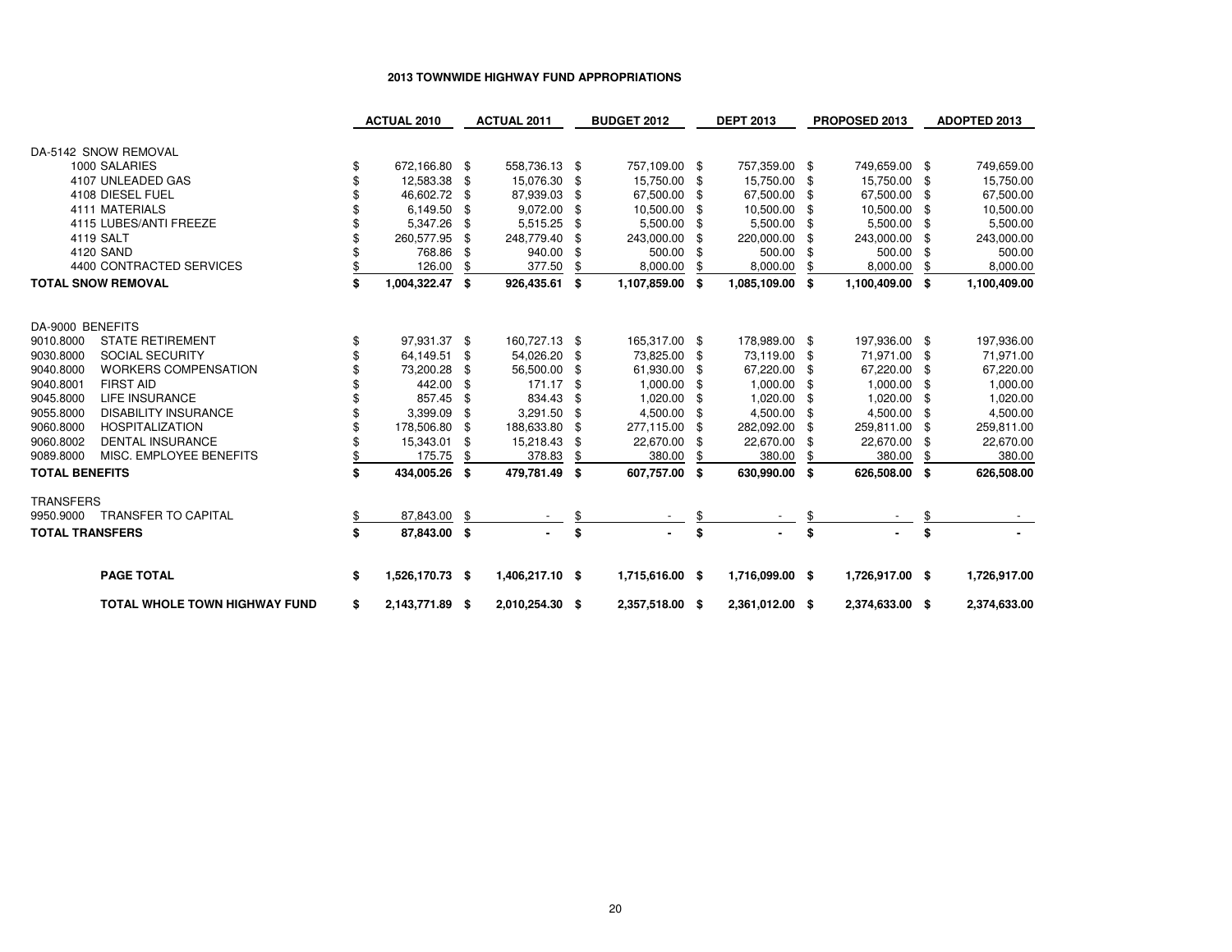# 2013 TOWNWIDE HIGHWAY FUND APPROPRIATIONS

| | ACTUAL 2010 | ACTUAL 2011 | BUDGET 2012 | DEPT 2013 | PROPOSED 2013 | ADOPTED 2013 |
|---|---|---|---|---|---|---|
| DA-5142 SNOW REMOVAL | | | | | | |
| 1000 SALARIES | $ 672,166.80 | $ 558,736.13 | $ 757,109.00 | $ 757,359.00 | $ 749,659.00 | $ 749,659.00 |
| 4107 UNLEADED GAS | $ 12,583.38 | $ 15,076.30 | $ 15,750.00 | $ 15,750.00 | $ 15,750.00 | $ 15,750.00 |
| 4108 DIESEL FUEL | $ 46,602.72 | $ 87,939.03 | $ 67,500.00 | $ 67,500.00 | $ 67,500.00 | $ 67,500.00 |
| 4111 MATERIALS | $ 6,149.50 | $ 9,072.00 | $ 10,500.00 | $ 10,500.00 | $ 10,500.00 | $ 10,500.00 |
| 4115 LUBES/ANTI FREEZE | $ 5,347.26 | $ 5,515.25 | $ 5,500.00 | $ 5,500.00 | $ 5,500.00 | $ 5,500.00 |
| 4119 SALT | $ 260,577.95 | $ 248,779.40 | $ 243,000.00 | $ 220,000.00 | $ 243,000.00 | $ 243,000.00 |
| 4120 SAND | $ 768.86 | $ 940.00 | $ 500.00 | $ 500.00 | $ 500.00 | $ 500.00 |
| 4400 CONTRACTED SERVICES | $ 126.00 | $ 377.50 | $ 8,000.00 | $ 8,000.00 | $ 8,000.00 | $ 8,000.00 |
| **TOTAL SNOW REMOVAL** | **$ 1,004,322.47** | **$ 926,435.61** | **$ 1,107,859.00** | **$ 1,085,109.00** | **$ 1,100,409.00** | **$ 1,100,409.00** |
| DA-9000 BENEFITS | | | | | | |
| 9010.8000 STATE RETIREMENT | $ 97,931.37 | $ 160,727.13 | $ 165,317.00 | $ 178,989.00 | $ 197,936.00 | $ 197,936.00 |
| 9030.8000 SOCIAL SECURITY | $ 64,149.51 | $ 54,026.20 | $ 73,825.00 | $ 73,119.00 | $ 71,971.00 | $ 71,971.00 |
| 9040.8000 WORKERS COMPENSATION | $ 73,200.28 | $ 56,500.00 | $ 61,930.00 | $ 67,220.00 | $ 67,220.00 | $ 67,220.00 |
| 9040.8001 FIRST AID | $ 442.00 | $ 171.17 | $ 1,000.00 | $ 1,000.00 | $ 1,000.00 | $ 1,000.00 |
| 9045.8000 LIFE INSURANCE | $ 857.45 | $ 834.43 | $ 1,020.00 | $ 1,020.00 | $ 1,020.00 | $ 1,020.00 |
| 9055.8000 DISABILITY INSURANCE | $ 3,399.09 | $ 3,291.50 | $ 4,500.00 | $ 4,500.00 | $ 4,500.00 | $ 4,500.00 |
| 9060.8000 HOSPITALIZATION | $ 178,506.80 | $ 188,633.80 | $ 277,115.00 | $ 282,092.00 | $ 259,811.00 | $ 259,811.00 |
| 9060.8002 DENTAL INSURANCE | $ 15,343.01 | $ 15,218.43 | $ 22,670.00 | $ 22,670.00 | $ 22,670.00 | $ 22,670.00 |
| 9089.8000 MISC. EMPLOYEE BENEFITS | $ 175.75 | $ 378.83 | $ 380.00 | $ 380.00 | $ 380.00 | $ 380.00 |
| **TOTAL BENEFITS** | **$ 434,005.26** | **$ 479,781.49** | **$ 607,757.00** | **$ 630,990.00** | **$ 626,508.00** | **$ 626,508.00** |
| TRANSFERS | | | | | | |
| 9950.9000 TRANSFER TO CAPITAL | $ 87,843.00 | $ - | $ - | $ - | $ - | $ - |
| **TOTAL TRANSFERS** | **$ 87,843.00** | **$ -** | **$ -** | **$ -** | **$ -** | **$ -** |
| **PAGE TOTAL** | **$ 1,526,170.73** | **$ 1,406,217.10** | **$ 1,715,616.00** | **$ 1,716,099.00** | **$ 1,726,917.00** | **$ 1,726,917.00** |
| **TOTAL WHOLE TOWN HIGHWAY FUND** | **$ 2,143,771.89** | **$ 2,010,254.30** | **$ 2,357,518.00** | **$ 2,361,012.00** | **$ 2,374,633.00** | **$ 2,374,633.00** |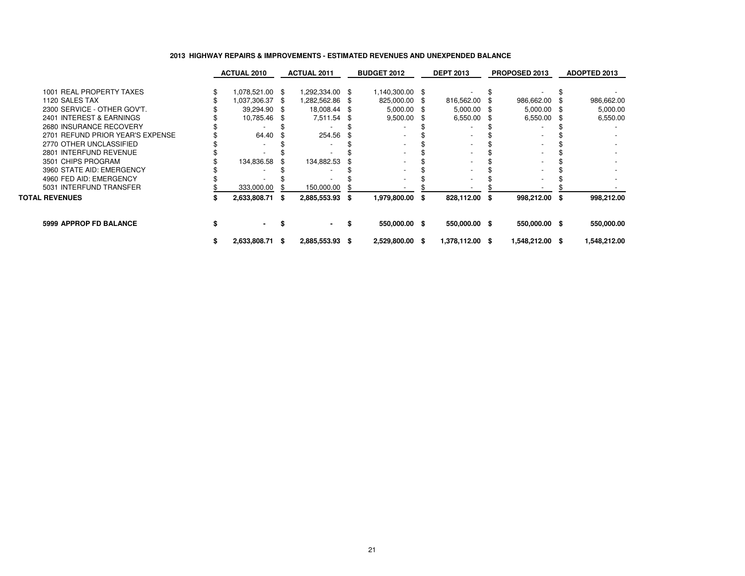### 2013 HIGHWAY REPAIRS & IMPROVEMENTS - ESTIMATED REVENUES AND UNEXPENDED BALANCE

| | ACTUAL 2010 | ACTUAL 2011 | BUDGET 2012 | DEPT 2013 | PROPOSED 2013 | ADOPTED 2013 |
|---|---|---|---|---|---|---|
| 1001 REAL PROPERTY TAXES | $ 1,078,521.00 | $ 1,292,334.00 | $ 1,140,300.00 | $ - | $ - | $ - |
| 1120 SALES TAX | $ 1,037,306.37 | $ 1,282,562.86 | $ 825,000.00 | $ 816,562.00 | $ 986,662.00 | $ 986,662.00 |
| 2300 SERVICE - OTHER GOV'T. | $ 39,294.90 | $ 18,008.44 | $ 5,000.00 | $ 5,000.00 | $ 5,000.00 | $ 5,000.00 |
| 2401 INTEREST & EARNINGS | $ 10,785.46 | $ 7,511.54 | $ 9,500.00 | $ 6,550.00 | $ 6,550.00 | $ 6,550.00 |
| 2680 INSURANCE RECOVERY | $ - | $ - | $ - | $ - | $ - | $ - |
| 2701 REFUND PRIOR YEAR'S EXPENSE | $ 64.40 | $ 254.56 | $ - | $ - | $ - | $ - |
| 2770 OTHER UNCLASSIFIED | $ - | $ - | $ - | $ - | $ - | $ - |
| 2801 INTERFUND REVENUE | $ - | $ - | $ - | $ - | $ - | $ - |
| 3501 CHIPS PROGRAM | $ 134,836.58 | $ 134,882.53 | $ - | $ - | $ - | $ - |
| 3960 STATE AID: EMERGENCY | $ - | $ - | $ - | $ - | $ - | $ - |
| 4960 FED AID: EMERGENCY | $ - | $ - | $ - | $ - | $ - | $ - |
| 5031 INTERFUND TRANSFER | $ 333,000.00 | $ 150,000.00 | $ - | $ - | $ - | $ - |
| **TOTAL REVENUES** | **$ 2,633,808.71** | **$ 2,885,553.93** | **$ 1,979,800.00** | **$ 828,112.00** | **$ 998,212.00** | **$ 998,212.00** |
| **5999 APPROP FD BALANCE** | **$ -** | **$ -** | **$ 550,000.00** | **$ 550,000.00** | **$ 550,000.00** | **$ 550,000.00** |
| | **$ 2,633,808.71** | **$ 2,885,553.93** | **$ 2,529,800.00** | **$ 1,378,112.00** | **$ 1,548,212.00** | **$ 1,548,212.00** |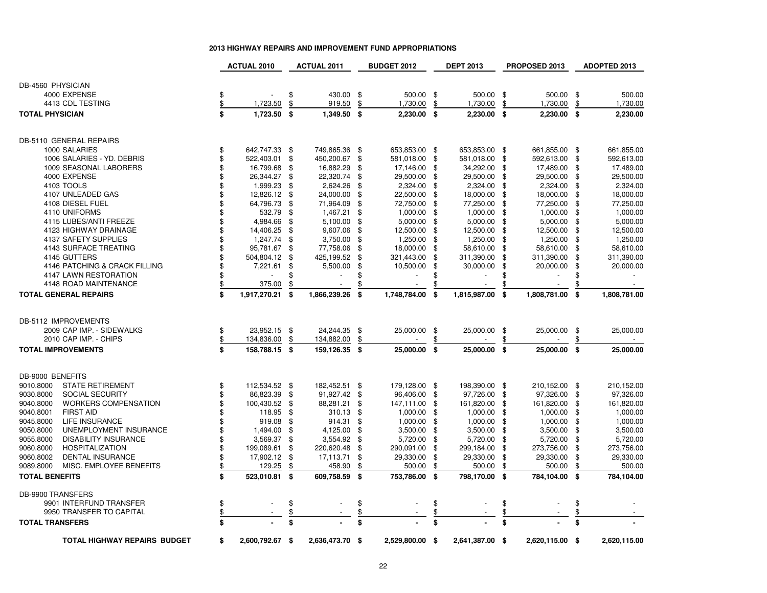## 2013 HIGHWAY REPAIRS AND IMPROVEMENT FUND APPROPRIATIONS

| | ACTUAL 2010 | ACTUAL 2011 | BUDGET 2012 | DEPT 2013 | PROPOSED 2013 | ADOPTED 2013 |
|---|---|---|---|---|---|---|
| **DB-4560 PHYSICIAN** | | | | | | |
| 4000 EXPENSE | $ - | $ 430.00 | $ 500.00 | $ 500.00 | $ 500.00 | $ 500.00 |
| 4413 CDL TESTING | $ 1,723.50 | $ 919.50 | $ 1,730.00 | $ 1,730.00 | $ 1,730.00 | $ 1,730.00 |
| **TOTAL PHYSICIAN** | **$ 1,723.50** | **$ 1,349.50** | **$ 2,230.00** | **$ 2,230.00** | **$ 2,230.00** | **$ 2,230.00** |
| **DB-5110 GENERAL REPAIRS** | | | | | | |
| 1000 SALARIES | $ 642,747.33 | $ 749,865.36 | $ 653,853.00 | $ 653,853.00 | $ 661,855.00 | $ 661,855.00 |
| 1006 SALARIES - YD. DEBRIS | $ 522,403.01 | $ 450,200.67 | $ 581,018.00 | $ 581,018.00 | $ 592,613.00 | $ 592,613.00 |
| 1009 SEASONAL LABORERS | $ 16,799.68 | $ 16,882.29 | $ 17,146.00 | $ 34,292.00 | $ 17,489.00 | $ 17,489.00 |
| 4000 EXPENSE | $ 26,344.27 | $ 22,320.74 | $ 29,500.00 | $ 29,500.00 | $ 29,500.00 | $ 29,500.00 |
| 4103 TOOLS | $ 1,999.23 | $ 2,624.26 | $ 2,324.00 | $ 2,324.00 | $ 2,324.00 | $ 2,324.00 |
| 4107 UNLEADED GAS | $ 12,826.12 | $ 24,000.00 | $ 22,500.00 | $ 18,000.00 | $ 18,000.00 | $ 18,000.00 |
| 4108 DIESEL FUEL | $ 64,796.73 | $ 71,964.09 | $ 72,750.00 | $ 77,250.00 | $ 77,250.00 | $ 77,250.00 |
| 4110 UNIFORMS | $ 532.79 | $ 1,467.21 | $ 1,000.00 | $ 1,000.00 | $ 1,000.00 | $ 1,000.00 |
| 4115 LUBES/ANTI FREEZE | $ 4,984.66 | $ 5,100.00 | $ 5,000.00 | $ 5,000.00 | $ 5,000.00 | $ 5,000.00 |
| 4123 HIGHWAY DRAINAGE | $ 14,406.25 | $ 9,607.06 | $ 12,500.00 | $ 12,500.00 | $ 12,500.00 | $ 12,500.00 |
| 4137 SAFETY SUPPLIES | $ 1,247.74 | $ 3,750.00 | $ 1,250.00 | $ 1,250.00 | $ 1,250.00 | $ 1,250.00 |
| 4143 SURFACE TREATING | $ 95,781.67 | $ 77,758.06 | $ 18,000.00 | $ 58,610.00 | $ 58,610.00 | $ 58,610.00 |
| 4145 GUTTERS | $ 504,804.12 | $ 425,199.52 | $ 321,443.00 | $ 311,390.00 | $ 311,390.00 | $ 311,390.00 |
| 4146 PATCHING & CRACK FILLING | $ 7,221.61 | $ 5,500.00 | $ 10,500.00 | $ 30,000.00 | $ 20,000.00 | $ 20,000.00 |
| 4147 LAWN RESTORATION | $ - | $ - | $ - | $ - | $ - | $ - |
| 4148 ROAD MAINTENANCE | $ 375.00 | $ - | $ - | $ - | $ - | $ - |
| **TOTAL GENERAL REPAIRS** | **$ 1,917,270.21** | **$ 1,866,239.26** | **$ 1,748,784.00** | **$ 1,815,987.00** | **$ 1,808,781.00** | **$ 1,808,781.00** |
| **DB-5112 IMPROVEMENTS** | | | | | | |
| 2009 CAP IMP. - SIDEWALKS | $ 23,952.15 | $ 24,244.35 | $ 25,000.00 | $ 25,000.00 | $ 25,000.00 | $ 25,000.00 |
| 2010 CAP IMP. - CHIPS | $ 134,836.00 | $ 134,882.00 | $ - | $ - | $ - | $ - |
| **TOTAL IMPROVEMENTS** | **$ 158,788.15** | **$ 159,126.35** | **$ 25,000.00** | **$ 25,000.00** | **$ 25,000.00** | **$ 25,000.00** |
| **DB-9000 BENEFITS** | | | | | | |
| 9010.8000 STATE RETIREMENT | $ 112,534.52 | $ 182,452.51 | $ 179,128.00 | $ 198,390.00 | $ 210,152.00 | $ 210,152.00 |
| 9030.8000 SOCIAL SECURITY | $ 86,823.39 | $ 91,927.42 | $ 96,406.00 | $ 97,726.00 | $ 97,326.00 | $ 97,326.00 |
| 9040.8000 WORKERS COMPENSATION | $ 100,430.52 | $ 88,281.21 | $ 147,111.00 | $ 161,820.00 | $ 161,820.00 | $ 161,820.00 |
| 9040.8001 FIRST AID | $ 118.95 | $ 310.13 | $ 1,000.00 | $ 1,000.00 | $ 1,000.00 | $ 1,000.00 |
| 9045.8000 LIFE INSURANCE | $ 919.08 | $ 914.31 | $ 1,000.00 | $ 1,000.00 | $ 1,000.00 | $ 1,000.00 |
| 9050.8000 UNEMPLOYMENT INSURANCE | $ 1,494.00 | $ 4,125.00 | $ 3,500.00 | $ 3,500.00 | $ 3,500.00 | $ 3,500.00 |
| 9055.8000 DISABILITY INSURANCE | $ 3,569.37 | $ 3,554.92 | $ 5,720.00 | $ 5,720.00 | $ 5,720.00 | $ 5,720.00 |
| 9060.8000 HOSPITALIZATION | $ 199,089.61 | $ 220,620.48 | $ 290,091.00 | $ 299,184.00 | $ 273,756.00 | $ 273,756.00 |
| 9060.8002 DENTAL INSURANCE | $ 17,902.12 | $ 17,113.71 | $ 29,330.00 | $ 29,330.00 | $ 29,330.00 | $ 29,330.00 |
| 9089.8000 MISC. EMPLOYEE BENEFITS | $ 129.25 | $ 458.90 | $ 500.00 | $ 500.00 | $ 500.00 | $ 500.00 |
| **TOTAL BENEFITS** | **$ 523,010.81** | **$ 609,758.59** | **$ 753,786.00** | **$ 798,170.00** | **$ 784,104.00** | **$ 784,104.00** |
| **DB-9900 TRANSFERS** | | | | | | |
| 9901 INTERFUND TRANSFER | $ - | $ - | $ - | $ - | $ - | $ - |
| 9950 TRANSFER TO CAPITAL | $ - | $ - | $ - | $ - | $ - | $ - |
| **TOTAL TRANSFERS** | **$ -** | **$ -** | **$ -** | **$ -** | **$ -** | **$ -** |
| **TOTAL HIGHWAY REPAIRS BUDGET** | **$ 2,600,792.67** | **$ 2,636,473.70** | **$ 2,529,800.00** | **$ 2,641,387.00** | **$ 2,620,115.00** | **$ 2,620,115.00** |